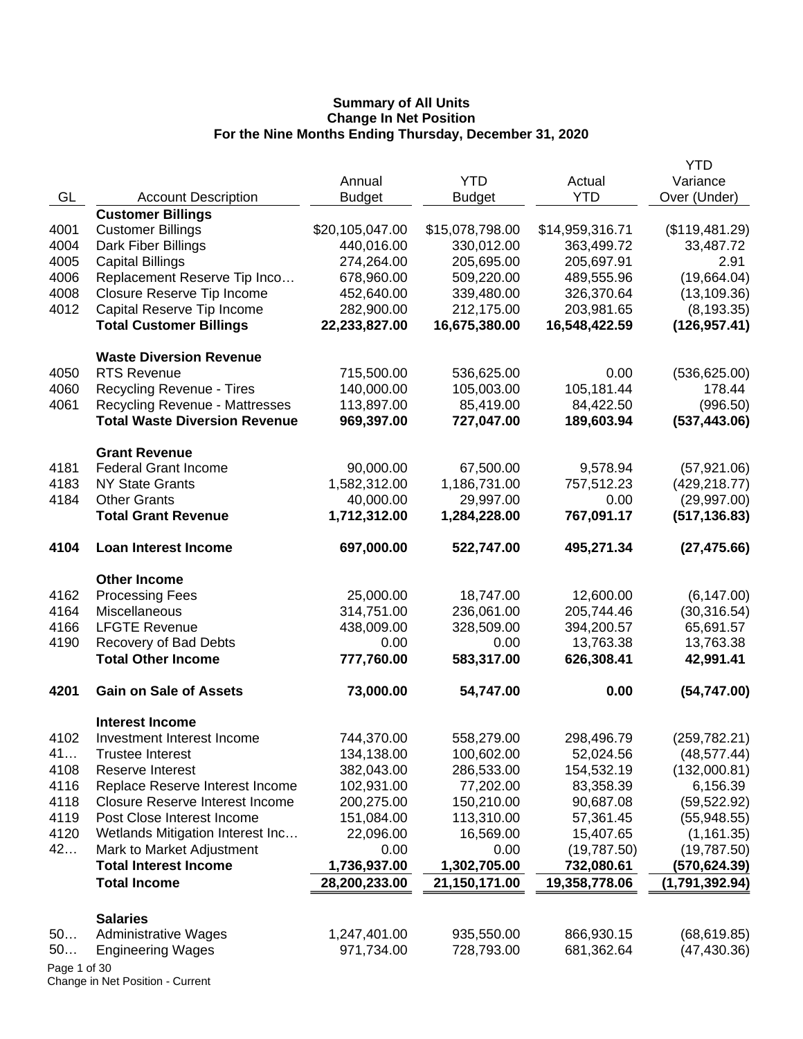**Summary of All Units**
**Change In Net Position**
**For the Nine Months Ending Thursday, December 31, 2020**

| GL | Account Description | Annual Budget | YTD Budget | Actual YTD | YTD Variance Over (Under) |
|---|---|---|---|---|---|
| | **Customer Billings** | | | | |
| 4001 | Customer Billings | $20,105,047.00 | $15,078,798.00 | $14,959,316.71 | ($119,481.29) |
| 4004 | Dark Fiber Billings | 440,016.00 | 330,012.00 | 363,499.72 | 33,487.72 |
| 4005 | Capital Billings | 274,264.00 | 205,695.00 | 205,697.91 | 2.91 |
| 4006 | Replacement Reserve Tip Inco… | 678,960.00 | 509,220.00 | 489,555.96 | (19,664.04) |
| 4008 | Closure Reserve Tip Income | 452,640.00 | 339,480.00 | 326,370.64 | (13,109.36) |
| 4012 | Capital Reserve Tip Income | 282,900.00 | 212,175.00 | 203,981.65 | (8,193.35) |
| | **Total Customer Billings** | **22,233,827.00** | **16,675,380.00** | **16,548,422.59** | **(126,957.41)** |
| | **Waste Diversion Revenue** | | | | |
| 4050 | RTS Revenue | 715,500.00 | 536,625.00 | 0.00 | (536,625.00) |
| 4060 | Recycling Revenue - Tires | 140,000.00 | 105,003.00 | 105,181.44 | 178.44 |
| 4061 | Recycling Revenue - Mattresses | 113,897.00 | 85,419.00 | 84,422.50 | (996.50) |
| | **Total Waste Diversion Revenue** | **969,397.00** | **727,047.00** | **189,603.94** | **(537,443.06)** |
| | **Grant Revenue** | | | | |
| 4181 | Federal Grant Income | 90,000.00 | 67,500.00 | 9,578.94 | (57,921.06) |
| 4183 | NY State Grants | 1,582,312.00 | 1,186,731.00 | 757,512.23 | (429,218.77) |
| 4184 | Other Grants | 40,000.00 | 29,997.00 | 0.00 | (29,997.00) |
| | **Total Grant Revenue** | **1,712,312.00** | **1,284,228.00** | **767,091.17** | **(517,136.83)** |
| **4104** | **Loan Interest Income** | **697,000.00** | **522,747.00** | **495,271.34** | **(27,475.66)** |
| | **Other Income** | | | | |
| 4162 | Processing Fees | 25,000.00 | 18,747.00 | 12,600.00 | (6,147.00) |
| 4164 | Miscellaneous | 314,751.00 | 236,061.00 | 205,744.46 | (30,316.54) |
| 4166 | LFGTE Revenue | 438,009.00 | 328,509.00 | 394,200.57 | 65,691.57 |
| 4190 | Recovery of Bad Debts | 0.00 | 0.00 | 13,763.38 | 13,763.38 |
| | **Total Other Income** | **777,760.00** | **583,317.00** | **626,308.41** | **42,991.41** |
| **4201** | **Gain on Sale of Assets** | **73,000.00** | **54,747.00** | **0.00** | **(54,747.00)** |
| | **Interest Income** | | | | |
| 4102 | Investment Interest Income | 744,370.00 | 558,279.00 | 298,496.79 | (259,782.21) |
| 41… | Trustee Interest | 134,138.00 | 100,602.00 | 52,024.56 | (48,577.44) |
| 4108 | Reserve Interest | 382,043.00 | 286,533.00 | 154,532.19 | (132,000.81) |
| 4116 | Replace Reserve Interest Income | 102,931.00 | 77,202.00 | 83,358.39 | 6,156.39 |
| 4118 | Closure Reserve Interest Income | 200,275.00 | 150,210.00 | 90,687.08 | (59,522.92) |
| 4119 | Post Close Interest Income | 151,084.00 | 113,310.00 | 57,361.45 | (55,948.55) |
| 4120 | Wetlands Mitigation Interest Inc… | 22,096.00 | 16,569.00 | 15,407.65 | (1,161.35) |
| 42… | Mark to Market Adjustment | 0.00 | 0.00 | (19,787.50) | (19,787.50) |
| | **Total Interest Income** | **1,736,937.00** | **1,302,705.00** | **732,080.61** | **(570,624.39)** |
| | **Total Income** | **28,200,233.00** | **21,150,171.00** | **19,358,778.06** | **(1,791,392.94)** |
| | **Salaries** | | | | |
| 50… | Administrative Wages | 1,247,401.00 | 935,550.00 | 866,930.15 | (68,619.85) |
| 50… | Engineering Wages | 971,734.00 | 728,793.00 | 681,362.64 | (47,430.36) |

Change in Net Position - Current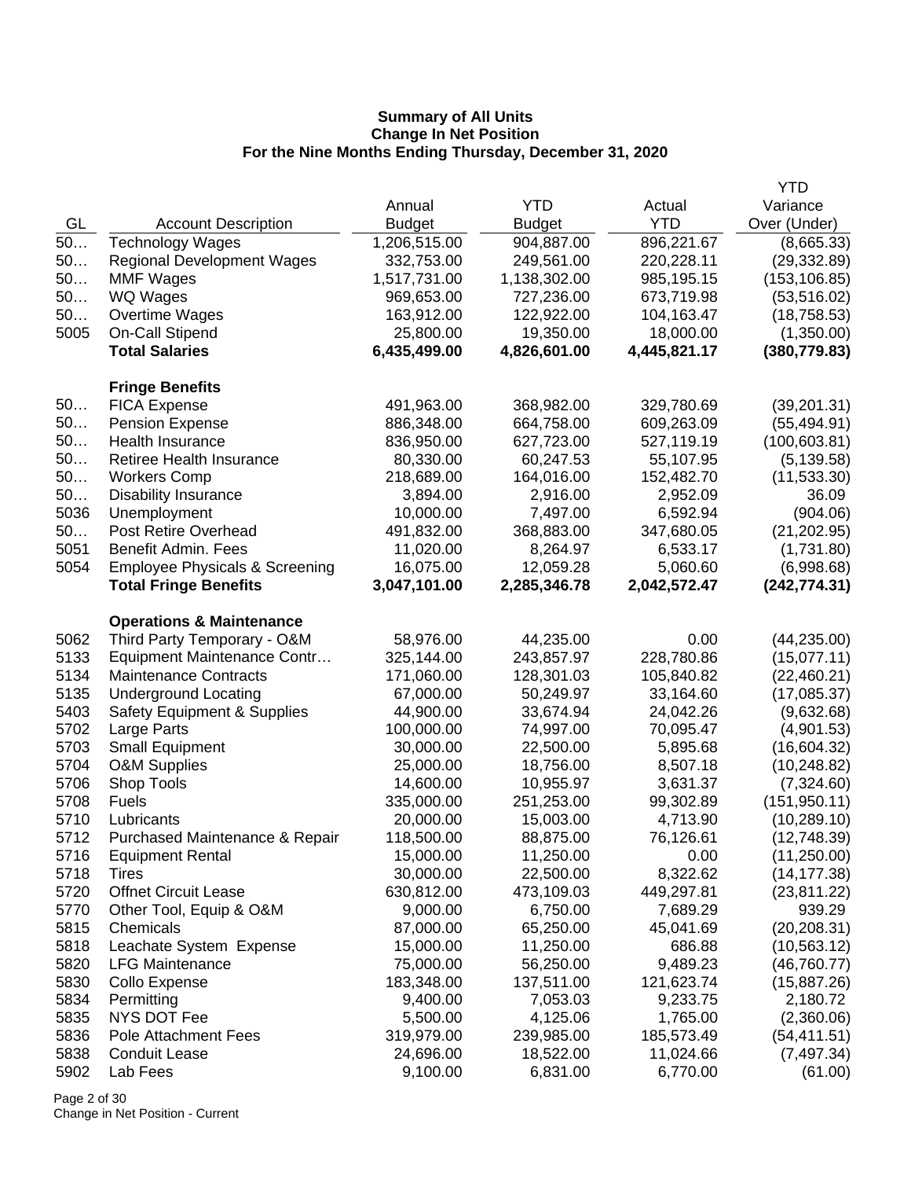**Summary of All Units**
**Change In Net Position**
**For the Nine Months Ending Thursday, December 31, 2020**

| GL | Account Description | Annual Budget | YTD Budget | Actual YTD | YTD Variance Over (Under) |
|---|---|---|---|---|---|
| 50… | Technology Wages | 1,206,515.00 | 904,887.00 | 896,221.67 | (8,665.33) |
| 50… | Regional Development Wages | 332,753.00 | 249,561.00 | 220,228.11 | (29,332.89) |
| 50… | MMF Wages | 1,517,731.00 | 1,138,302.00 | 985,195.15 | (153,106.85) |
| 50… | WQ Wages | 969,653.00 | 727,236.00 | 673,719.98 | (53,516.02) |
| 50… | Overtime Wages | 163,912.00 | 122,922.00 | 104,163.47 | (18,758.53) |
| 5005 | On-Call Stipend | 25,800.00 | 19,350.00 | 18,000.00 | (1,350.00) |
| | **Total Salaries** | **6,435,499.00** | **4,826,601.00** | **4,445,821.17** | **(380,779.83)** |
| | **Fringe Benefits** | | | | |
| 50… | FICA Expense | 491,963.00 | 368,982.00 | 329,780.69 | (39,201.31) |
| 50… | Pension Expense | 886,348.00 | 664,758.00 | 609,263.09 | (55,494.91) |
| 50… | Health Insurance | 836,950.00 | 627,723.00 | 527,119.19 | (100,603.81) |
| 50… | Retiree Health Insurance | 80,330.00 | 60,247.53 | 55,107.95 | (5,139.58) |
| 50… | Workers Comp | 218,689.00 | 164,016.00 | 152,482.70 | (11,533.30) |
| 50… | Disability Insurance | 3,894.00 | 2,916.00 | 2,952.09 | 36.09 |
| 5036 | Unemployment | 10,000.00 | 7,497.00 | 6,592.94 | (904.06) |
| 50… | Post Retire Overhead | 491,832.00 | 368,883.00 | 347,680.05 | (21,202.95) |
| 5051 | Benefit Admin. Fees | 11,020.00 | 8,264.97 | 6,533.17 | (1,731.80) |
| 5054 | Employee Physicals & Screening | 16,075.00 | 12,059.28 | 5,060.60 | (6,998.68) |
| | **Total Fringe Benefits** | **3,047,101.00** | **2,285,346.78** | **2,042,572.47** | **(242,774.31)** |
| | **Operations & Maintenance** | | | | |
| 5062 | Third Party Temporary - O&M | 58,976.00 | 44,235.00 | 0.00 | (44,235.00) |
| 5133 | Equipment Maintenance Contr… | 325,144.00 | 243,857.97 | 228,780.86 | (15,077.11) |
| 5134 | Maintenance Contracts | 171,060.00 | 128,301.03 | 105,840.82 | (22,460.21) |
| 5135 | Underground Locating | 67,000.00 | 50,249.97 | 33,164.60 | (17,085.37) |
| 5403 | Safety Equipment & Supplies | 44,900.00 | 33,674.94 | 24,042.26 | (9,632.68) |
| 5702 | Large Parts | 100,000.00 | 74,997.00 | 70,095.47 | (4,901.53) |
| 5703 | Small Equipment | 30,000.00 | 22,500.00 | 5,895.68 | (16,604.32) |
| 5704 | O&M Supplies | 25,000.00 | 18,756.00 | 8,507.18 | (10,248.82) |
| 5706 | Shop Tools | 14,600.00 | 10,955.97 | 3,631.37 | (7,324.60) |
| 5708 | Fuels | 335,000.00 | 251,253.00 | 99,302.89 | (151,950.11) |
| 5710 | Lubricants | 20,000.00 | 15,003.00 | 4,713.90 | (10,289.10) |
| 5712 | Purchased Maintenance & Repair | 118,500.00 | 88,875.00 | 76,126.61 | (12,748.39) |
| 5716 | Equipment Rental | 15,000.00 | 11,250.00 | 0.00 | (11,250.00) |
| 5718 | Tires | 30,000.00 | 22,500.00 | 8,322.62 | (14,177.38) |
| 5720 | Offnet Circuit Lease | 630,812.00 | 473,109.03 | 449,297.81 | (23,811.22) |
| 5770 | Other Tool, Equip & O&M | 9,000.00 | 6,750.00 | 7,689.29 | 939.29 |
| 5815 | Chemicals | 87,000.00 | 65,250.00 | 45,041.69 | (20,208.31) |
| 5818 | Leachate System Expense | 15,000.00 | 11,250.00 | 686.88 | (10,563.12) |
| 5820 | LFG Maintenance | 75,000.00 | 56,250.00 | 9,489.23 | (46,760.77) |
| 5830 | Collo Expense | 183,348.00 | 137,511.00 | 121,623.74 | (15,887.26) |
| 5834 | Permitting | 9,400.00 | 7,053.03 | 9,233.75 | 2,180.72 |
| 5835 | NYS DOT Fee | 5,500.00 | 4,125.06 | 1,765.00 | (2,360.06) |
| 5836 | Pole Attachment Fees | 319,979.00 | 239,985.00 | 185,573.49 | (54,411.51) |
| 5838 | Conduit Lease | 24,696.00 | 18,522.00 | 11,024.66 | (7,497.34) |
| 5902 | Lab Fees | 9,100.00 | 6,831.00 | 6,770.00 | (61.00) |

Change in Net Position - Current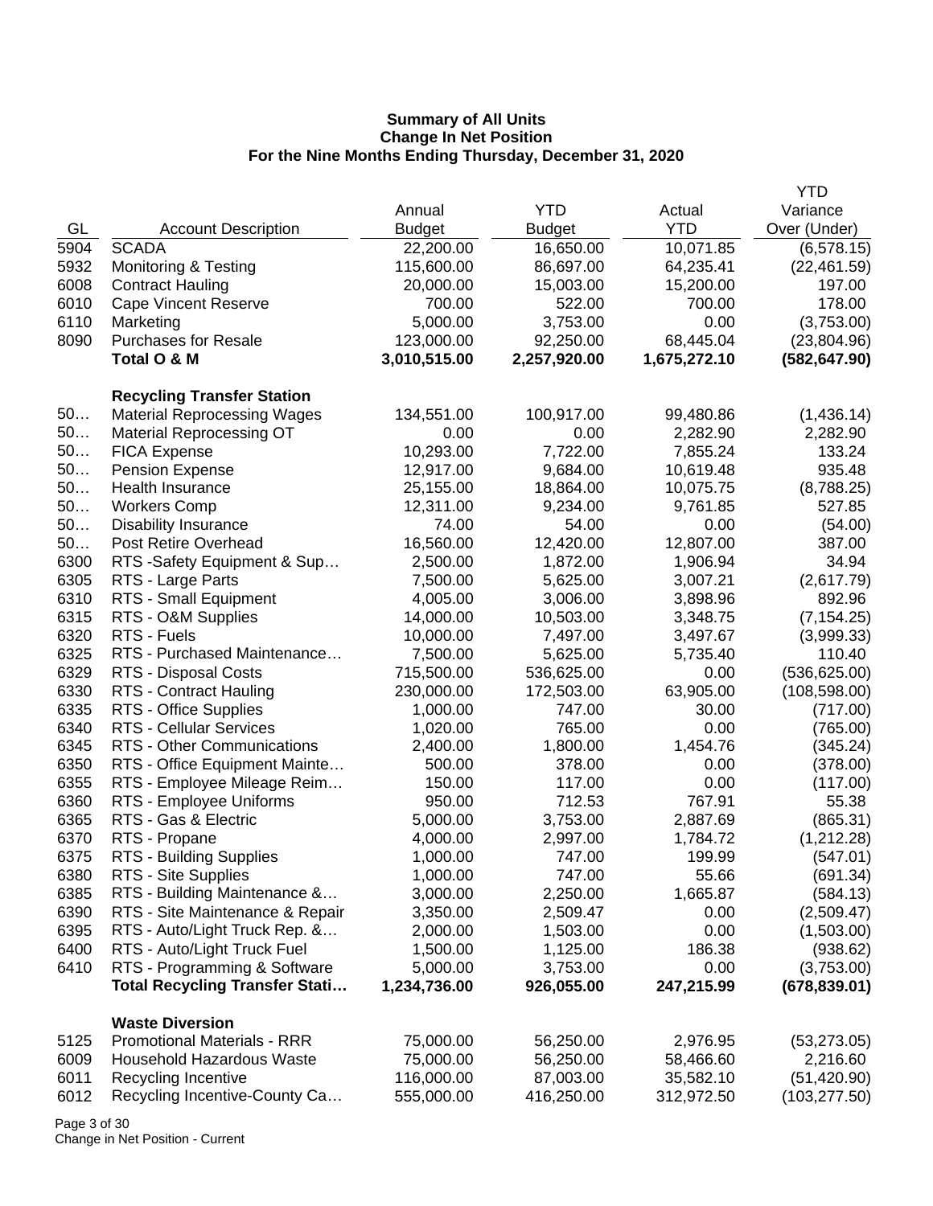**Summary of All Units**
**Change In Net Position**
**For the Nine Months Ending Thursday, December 31, 2020**

| GL | Account Description | Annual Budget | YTD Budget | Actual YTD | YTD Variance Over (Under) |
|---|---|---|---|---|---|
| 5904 | SCADA | 22,200.00 | 16,650.00 | 10,071.85 | (6,578.15) |
| 5932 | Monitoring & Testing | 115,600.00 | 86,697.00 | 64,235.41 | (22,461.59) |
| 6008 | Contract Hauling | 20,000.00 | 15,003.00 | 15,200.00 | 197.00 |
| 6010 | Cape Vincent Reserve | 700.00 | 522.00 | 700.00 | 178.00 |
| 6110 | Marketing | 5,000.00 | 3,753.00 | 0.00 | (3,753.00) |
| 8090 | Purchases for Resale | 123,000.00 | 92,250.00 | 68,445.04 | (23,804.96) |
| | **Total O & M** | **3,010,515.00** | **2,257,920.00** | **1,675,272.10** | **(582,647.90)** |
| | **Recycling Transfer Station** | | | | |
| 50… | Material Reprocessing Wages | 134,551.00 | 100,917.00 | 99,480.86 | (1,436.14) |
| 50… | Material Reprocessing OT | 0.00 | 0.00 | 2,282.90 | 2,282.90 |
| 50… | FICA Expense | 10,293.00 | 7,722.00 | 7,855.24 | 133.24 |
| 50… | Pension Expense | 12,917.00 | 9,684.00 | 10,619.48 | 935.48 |
| 50… | Health Insurance | 25,155.00 | 18,864.00 | 10,075.75 | (8,788.25) |
| 50… | Workers Comp | 12,311.00 | 9,234.00 | 9,761.85 | 527.85 |
| 50… | Disability Insurance | 74.00 | 54.00 | 0.00 | (54.00) |
| 50… | Post Retire Overhead | 16,560.00 | 12,420.00 | 12,807.00 | 387.00 |
| 6300 | RTS -Safety Equipment & Sup… | 2,500.00 | 1,872.00 | 1,906.94 | 34.94 |
| 6305 | RTS - Large Parts | 7,500.00 | 5,625.00 | 3,007.21 | (2,617.79) |
| 6310 | RTS - Small Equipment | 4,005.00 | 3,006.00 | 3,898.96 | 892.96 |
| 6315 | RTS - O&M Supplies | 14,000.00 | 10,503.00 | 3,348.75 | (7,154.25) |
| 6320 | RTS - Fuels | 10,000.00 | 7,497.00 | 3,497.67 | (3,999.33) |
| 6325 | RTS - Purchased Maintenance… | 7,500.00 | 5,625.00 | 5,735.40 | 110.40 |
| 6329 | RTS - Disposal Costs | 715,500.00 | 536,625.00 | 0.00 | (536,625.00) |
| 6330 | RTS - Contract Hauling | 230,000.00 | 172,503.00 | 63,905.00 | (108,598.00) |
| 6335 | RTS - Office Supplies | 1,000.00 | 747.00 | 30.00 | (717.00) |
| 6340 | RTS - Cellular Services | 1,020.00 | 765.00 | 0.00 | (765.00) |
| 6345 | RTS - Other Communications | 2,400.00 | 1,800.00 | 1,454.76 | (345.24) |
| 6350 | RTS - Office Equipment Mainte… | 500.00 | 378.00 | 0.00 | (378.00) |
| 6355 | RTS - Employee Mileage Reim… | 150.00 | 117.00 | 0.00 | (117.00) |
| 6360 | RTS - Employee Uniforms | 950.00 | 712.53 | 767.91 | 55.38 |
| 6365 | RTS - Gas & Electric | 5,000.00 | 3,753.00 | 2,887.69 | (865.31) |
| 6370 | RTS - Propane | 4,000.00 | 2,997.00 | 1,784.72 | (1,212.28) |
| 6375 | RTS - Building Supplies | 1,000.00 | 747.00 | 199.99 | (547.01) |
| 6380 | RTS - Site Supplies | 1,000.00 | 747.00 | 55.66 | (691.34) |
| 6385 | RTS - Building Maintenance &… | 3,000.00 | 2,250.00 | 1,665.87 | (584.13) |
| 6390 | RTS - Site Maintenance & Repair | 3,350.00 | 2,509.47 | 0.00 | (2,509.47) |
| 6395 | RTS - Auto/Light Truck Rep. &… | 2,000.00 | 1,503.00 | 0.00 | (1,503.00) |
| 6400 | RTS - Auto/Light Truck Fuel | 1,500.00 | 1,125.00 | 186.38 | (938.62) |
| 6410 | RTS - Programming & Software | 5,000.00 | 3,753.00 | 0.00 | (3,753.00) |
| | **Total Recycling Transfer Stati…** | **1,234,736.00** | **926,055.00** | **247,215.99** | **(678,839.01)** |
| | **Waste Diversion** | | | | |
| 5125 | Promotional Materials - RRR | 75,000.00 | 56,250.00 | 2,976.95 | (53,273.05) |
| 6009 | Household Hazardous Waste | 75,000.00 | 56,250.00 | 58,466.60 | 2,216.60 |
| 6011 | Recycling Incentive | 116,000.00 | 87,003.00 | 35,582.10 | (51,420.90) |
| 6012 | Recycling Incentive-County Ca… | 555,000.00 | 416,250.00 | 312,972.50 | (103,277.50) |

Change in Net Position - Current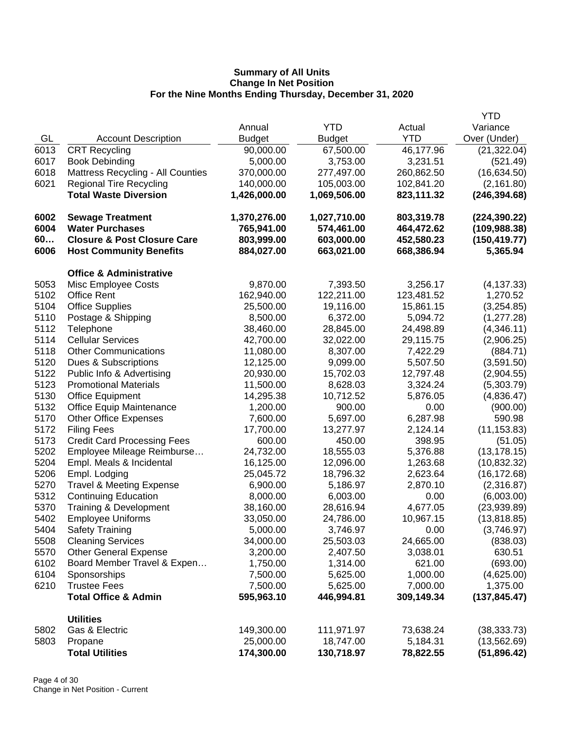**Summary of All Units**
**Change In Net Position**
**For the Nine Months Ending Thursday, December 31, 2020**

| GL | Account Description | Annual Budget | YTD Budget | Actual YTD | YTD Variance Over (Under) |
|---|---|---|---|---|---|
| 6013 | CRT Recycling | 90,000.00 | 67,500.00 | 46,177.96 | (21,322.04) |
| 6017 | Book Debinding | 5,000.00 | 3,753.00 | 3,231.51 | (521.49) |
| 6018 | Mattress Recycling - All Counties | 370,000.00 | 277,497.00 | 260,862.50 | (16,634.50) |
| 6021 | Regional Tire Recycling | 140,000.00 | 105,003.00 | 102,841.20 | (2,161.80) |
| | **Total Waste Diversion** | **1,426,000.00** | **1,069,506.00** | **823,111.32** | **(246,394.68)** |
| | | | | | |
| **6002** | **Sewage Treatment** | **1,370,276.00** | **1,027,710.00** | **803,319.78** | **(224,390.22)** |
| **6004** | **Water Purchases** | **765,941.00** | **574,461.00** | **464,472.62** | **(109,988.38)** |
| **60…** | **Closure & Post Closure Care** | **803,999.00** | **603,000.00** | **452,580.23** | **(150,419.77)** |
| **6006** | **Host Community Benefits** | **884,027.00** | **663,021.00** | **668,386.94** | **5,365.94** |
| | | | | | |
| | **Office & Administrative** | | | | |
| 5053 | Misc Employee Costs | 9,870.00 | 7,393.50 | 3,256.17 | (4,137.33) |
| 5102 | Office Rent | 162,940.00 | 122,211.00 | 123,481.52 | 1,270.52 |
| 5104 | Office Supplies | 25,500.00 | 19,116.00 | 15,861.15 | (3,254.85) |
| 5110 | Postage & Shipping | 8,500.00 | 6,372.00 | 5,094.72 | (1,277.28) |
| 5112 | Telephone | 38,460.00 | 28,845.00 | 24,498.89 | (4,346.11) |
| 5114 | Cellular Services | 42,700.00 | 32,022.00 | 29,115.75 | (2,906.25) |
| 5118 | Other Communications | 11,080.00 | 8,307.00 | 7,422.29 | (884.71) |
| 5120 | Dues & Subscriptions | 12,125.00 | 9,099.00 | 5,507.50 | (3,591.50) |
| 5122 | Public Info & Advertising | 20,930.00 | 15,702.03 | 12,797.48 | (2,904.55) |
| 5123 | Promotional Materials | 11,500.00 | 8,628.03 | 3,324.24 | (5,303.79) |
| 5130 | Office Equipment | 14,295.38 | 10,712.52 | 5,876.05 | (4,836.47) |
| 5132 | Office Equip Maintenance | 1,200.00 | 900.00 | 0.00 | (900.00) |
| 5170 | Other Office Expenses | 7,600.00 | 5,697.00 | 6,287.98 | 590.98 |
| 5172 | Filing Fees | 17,700.00 | 13,277.97 | 2,124.14 | (11,153.83) |
| 5173 | Credit Card Processing Fees | 600.00 | 450.00 | 398.95 | (51.05) |
| 5202 | Employee Mileage Reimburse… | 24,732.00 | 18,555.03 | 5,376.88 | (13,178.15) |
| 5204 | Empl. Meals & Incidental | 16,125.00 | 12,096.00 | 1,263.68 | (10,832.32) |
| 5206 | Empl. Lodging | 25,045.72 | 18,796.32 | 2,623.64 | (16,172.68) |
| 5270 | Travel & Meeting Expense | 6,900.00 | 5,186.97 | 2,870.10 | (2,316.87) |
| 5312 | Continuing Education | 8,000.00 | 6,003.00 | 0.00 | (6,003.00) |
| 5370 | Training & Development | 38,160.00 | 28,616.94 | 4,677.05 | (23,939.89) |
| 5402 | Employee Uniforms | 33,050.00 | 24,786.00 | 10,967.15 | (13,818.85) |
| 5404 | Safety Training | 5,000.00 | 3,746.97 | 0.00 | (3,746.97) |
| 5508 | Cleaning Services | 34,000.00 | 25,503.03 | 24,665.00 | (838.03) |
| 5570 | Other General Expense | 3,200.00 | 2,407.50 | 3,038.01 | 630.51 |
| 6102 | Board Member Travel & Expen… | 1,750.00 | 1,314.00 | 621.00 | (693.00) |
| 6104 | Sponsorships | 7,500.00 | 5,625.00 | 1,000.00 | (4,625.00) |
| 6210 | Trustee Fees | 7,500.00 | 5,625.00 | 7,000.00 | 1,375.00 |
| | **Total Office & Admin** | **595,963.10** | **446,994.81** | **309,149.34** | **(137,845.47)** |
| | | | | | |
| | **Utilities** | | | | |
| 5802 | Gas & Electric | 149,300.00 | 111,971.97 | 73,638.24 | (38,333.73) |
| 5803 | Propane | 25,000.00 | 18,747.00 | 5,184.31 | (13,562.69) |
| | **Total Utilities** | **174,300.00** | **130,718.97** | **78,822.55** | **(51,896.42)** |

Change in Net Position - Current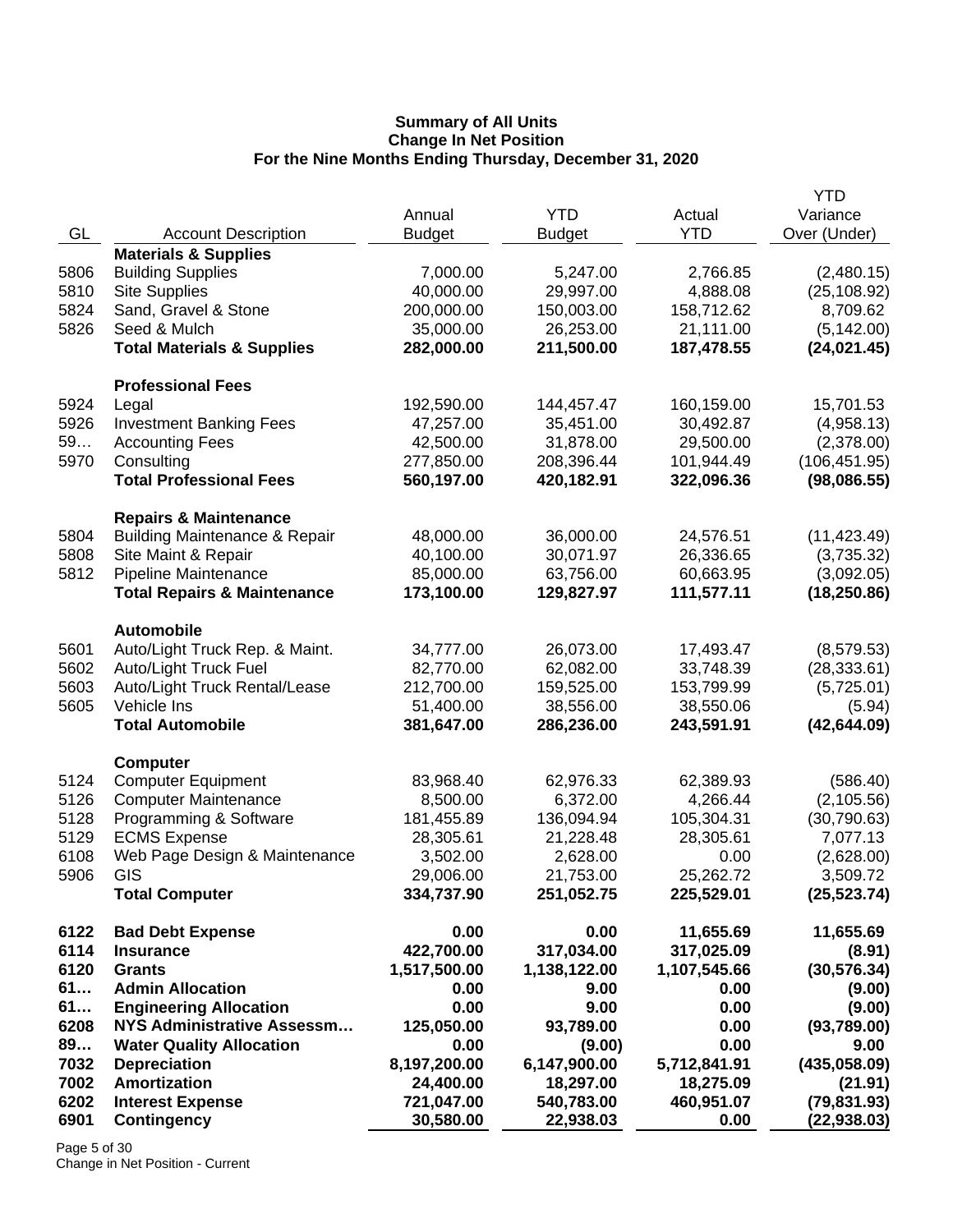**Summary of All Units**
**Change In Net Position**
**For the Nine Months Ending Thursday, December 31, 2020**

| GL | Account Description | Annual Budget | YTD Budget | Actual YTD | YTD Variance Over (Under) |
|---|---|---|---|---|---|
| | **Materials & Supplies** | | | | |
| 5806 | Building Supplies | 7,000.00 | 5,247.00 | 2,766.85 | (2,480.15) |
| 5810 | Site Supplies | 40,000.00 | 29,997.00 | 4,888.08 | (25,108.92) |
| 5824 | Sand, Gravel & Stone | 200,000.00 | 150,003.00 | 158,712.62 | 8,709.62 |
| 5826 | Seed & Mulch | 35,000.00 | 26,253.00 | 21,111.00 | (5,142.00) |
| | **Total Materials & Supplies** | **282,000.00** | **211,500.00** | **187,478.55** | **(24,021.45)** |
| | **Professional Fees** | | | | |
| 5924 | Legal | 192,590.00 | 144,457.47 | 160,159.00 | 15,701.53 |
| 5926 | Investment Banking Fees | 47,257.00 | 35,451.00 | 30,492.87 | (4,958.13) |
| 59… | Accounting Fees | 42,500.00 | 31,878.00 | 29,500.00 | (2,378.00) |
| 5970 | Consulting | 277,850.00 | 208,396.44 | 101,944.49 | (106,451.95) |
| | **Total Professional Fees** | **560,197.00** | **420,182.91** | **322,096.36** | **(98,086.55)** |
| | **Repairs & Maintenance** | | | | |
| 5804 | Building Maintenance & Repair | 48,000.00 | 36,000.00 | 24,576.51 | (11,423.49) |
| 5808 | Site Maint & Repair | 40,100.00 | 30,071.97 | 26,336.65 | (3,735.32) |
| 5812 | Pipeline Maintenance | 85,000.00 | 63,756.00 | 60,663.95 | (3,092.05) |
| | **Total Repairs & Maintenance** | **173,100.00** | **129,827.97** | **111,577.11** | **(18,250.86)** |
| | **Automobile** | | | | |
| 5601 | Auto/Light Truck Rep. & Maint. | 34,777.00 | 26,073.00 | 17,493.47 | (8,579.53) |
| 5602 | Auto/Light Truck Fuel | 82,770.00 | 62,082.00 | 33,748.39 | (28,333.61) |
| 5603 | Auto/Light Truck Rental/Lease | 212,700.00 | 159,525.00 | 153,799.99 | (5,725.01) |
| 5605 | Vehicle Ins | 51,400.00 | 38,556.00 | 38,550.06 | (5.94) |
| | **Total Automobile** | **381,647.00** | **286,236.00** | **243,591.91** | **(42,644.09)** |
| | **Computer** | | | | |
| 5124 | Computer Equipment | 83,968.40 | 62,976.33 | 62,389.93 | (586.40) |
| 5126 | Computer Maintenance | 8,500.00 | 6,372.00 | 4,266.44 | (2,105.56) |
| 5128 | Programming & Software | 181,455.89 | 136,094.94 | 105,304.31 | (30,790.63) |
| 5129 | ECMS Expense | 28,305.61 | 21,228.48 | 28,305.61 | 7,077.13 |
| 6108 | Web Page Design & Maintenance | 3,502.00 | 2,628.00 | 0.00 | (2,628.00) |
| 5906 | GIS | 29,006.00 | 21,753.00 | 25,262.72 | 3,509.72 |
| | **Total Computer** | **334,737.90** | **251,052.75** | **225,529.01** | **(25,523.74)** |
| **6122** | **Bad Debt Expense** | **0.00** | **0.00** | **11,655.69** | **11,655.69** |
| **6114** | **Insurance** | **422,700.00** | **317,034.00** | **317,025.09** | **(8.91)** |
| **6120** | **Grants** | **1,517,500.00** | **1,138,122.00** | **1,107,545.66** | **(30,576.34)** |
| **61…** | **Admin Allocation** | **0.00** | **9.00** | **0.00** | **(9.00)** |
| **61…** | **Engineering Allocation** | **0.00** | **9.00** | **0.00** | **(9.00)** |
| **6208** | **NYS Administrative Assessm…** | **125,050.00** | **93,789.00** | **0.00** | **(93,789.00)** |
| **89…** | **Water Quality Allocation** | **0.00** | **(9.00)** | **0.00** | **9.00** |
| **7032** | **Depreciation** | **8,197,200.00** | **6,147,900.00** | **5,712,841.91** | **(435,058.09)** |
| **7002** | **Amortization** | **24,400.00** | **18,297.00** | **18,275.09** | **(21.91)** |
| **6202** | **Interest Expense** | **721,047.00** | **540,783.00** | **460,951.07** | **(79,831.93)** |
| **6901** | **Contingency** | **30,580.00** | **22,938.03** | **0.00** | **(22,938.03)** |

Change in Net Position - Current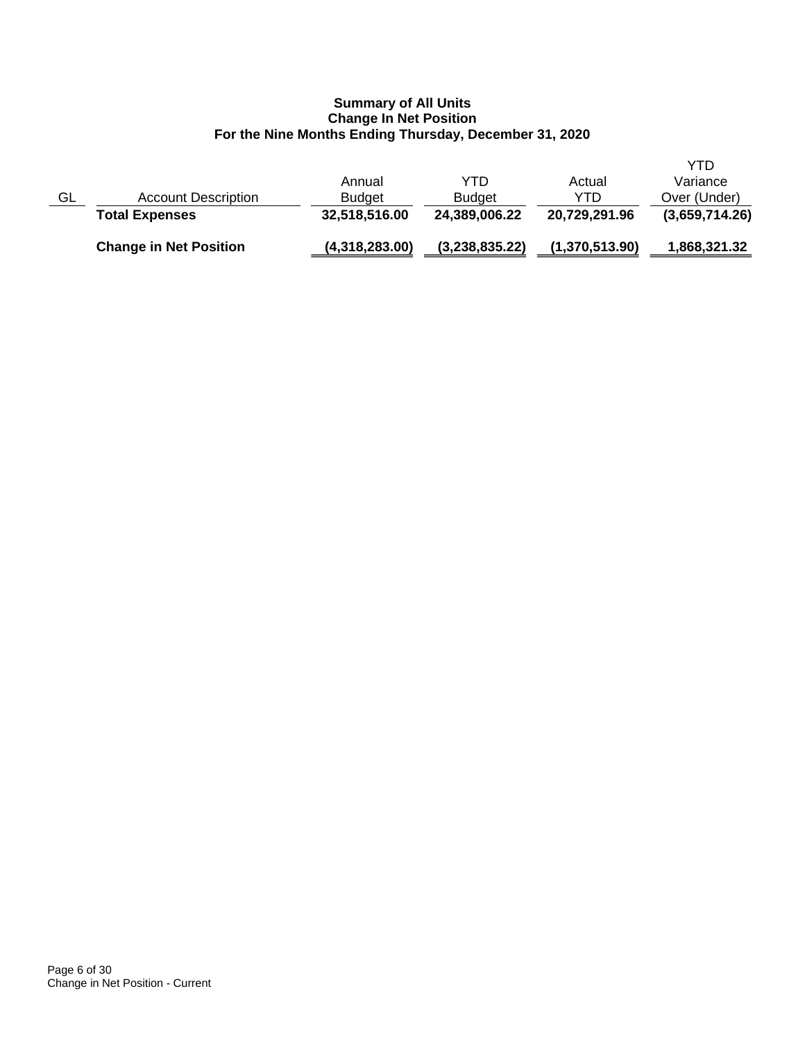**Summary of All Units**
**Change In Net Position**
**For the Nine Months Ending Thursday, December 31, 2020**

| GL | Account Description | Annual Budget | YTD Budget | Actual YTD | YTD Variance Over (Under) |
|---|---|---|---|---|---|
| | **Total Expenses** | **32,518,516.00** | **24,389,006.22** | **20,729,291.96** | **(3,659,714.26)** |
| | **Change in Net Position** | **(4,318,283.00)** | **(3,238,835.22)** | **(1,370,513.90)** | **1,868,321.32** |

Change in Net Position - Current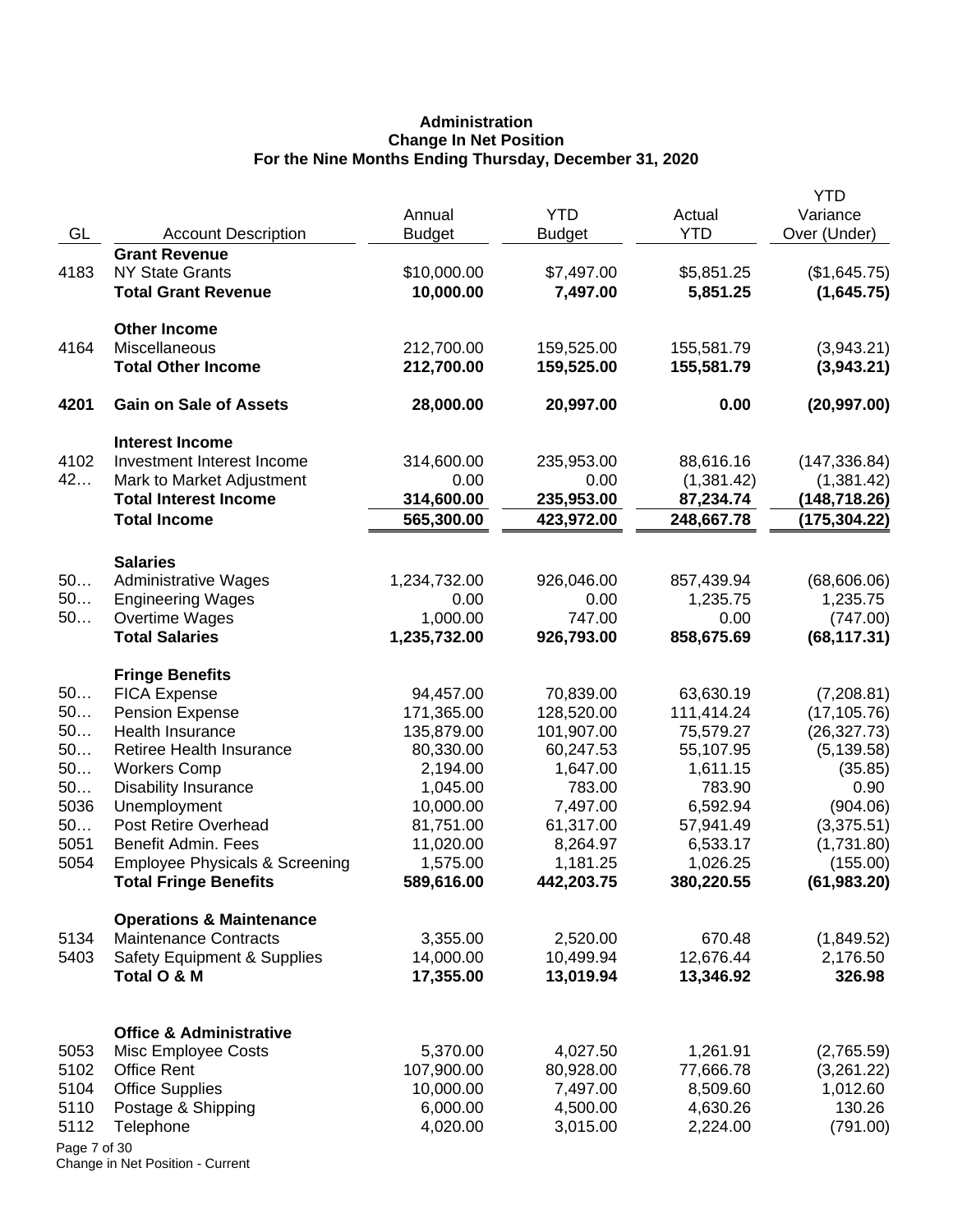**Administration**
**Change In Net Position**
**For the Nine Months Ending Thursday, December 31, 2020**

| GL | Account Description | Annual Budget | YTD Budget | Actual YTD | YTD Variance Over (Under) |
|---|---|---|---|---|---|
| | **Grant Revenue** | | | | |
| 4183 | NY State Grants | $10,000.00 | $7,497.00 | $5,851.25 | ($1,645.75) |
| | **Total Grant Revenue** | **10,000.00** | **7,497.00** | **5,851.25** | **(1,645.75)** |
| | **Other Income** | | | | |
| 4164 | Miscellaneous | 212,700.00 | 159,525.00 | 155,581.79 | (3,943.21) |
| | **Total Other Income** | **212,700.00** | **159,525.00** | **155,581.79** | **(3,943.21)** |
| **4201** | **Gain on Sale of Assets** | **28,000.00** | **20,997.00** | **0.00** | **(20,997.00)** |
| | **Interest Income** | | | | |
| 4102 | Investment Interest Income | 314,600.00 | 235,953.00 | 88,616.16 | (147,336.84) |
| 42… | Mark to Market Adjustment | 0.00 | 0.00 | (1,381.42) | (1,381.42) |
| | **Total Interest Income** | **314,600.00** | **235,953.00** | **87,234.74** | **(148,718.26)** |
| | **Total Income** | **565,300.00** | **423,972.00** | **248,667.78** | **(175,304.22)** |
| | **Salaries** | | | | |
| 50… | Administrative Wages | 1,234,732.00 | 926,046.00 | 857,439.94 | (68,606.06) |
| 50… | Engineering Wages | 0.00 | 0.00 | 1,235.75 | 1,235.75 |
| 50… | Overtime Wages | 1,000.00 | 747.00 | 0.00 | (747.00) |
| | **Total Salaries** | **1,235,732.00** | **926,793.00** | **858,675.69** | **(68,117.31)** |
| | **Fringe Benefits** | | | | |
| 50… | FICA Expense | 94,457.00 | 70,839.00 | 63,630.19 | (7,208.81) |
| 50… | Pension Expense | 171,365.00 | 128,520.00 | 111,414.24 | (17,105.76) |
| 50… | Health Insurance | 135,879.00 | 101,907.00 | 75,579.27 | (26,327.73) |
| 50… | Retiree Health Insurance | 80,330.00 | 60,247.53 | 55,107.95 | (5,139.58) |
| 50… | Workers Comp | 2,194.00 | 1,647.00 | 1,611.15 | (35.85) |
| 50… | Disability Insurance | 1,045.00 | 783.00 | 783.90 | 0.90 |
| 5036 | Unemployment | 10,000.00 | 7,497.00 | 6,592.94 | (904.06) |
| 50… | Post Retire Overhead | 81,751.00 | 61,317.00 | 57,941.49 | (3,375.51) |
| 5051 | Benefit Admin. Fees | 11,020.00 | 8,264.97 | 6,533.17 | (1,731.80) |
| 5054 | Employee Physicals & Screening | 1,575.00 | 1,181.25 | 1,026.25 | (155.00) |
| | **Total Fringe Benefits** | **589,616.00** | **442,203.75** | **380,220.55** | **(61,983.20)** |
| | **Operations & Maintenance** | | | | |
| 5134 | Maintenance Contracts | 3,355.00 | 2,520.00 | 670.48 | (1,849.52) |
| 5403 | Safety Equipment & Supplies | 14,000.00 | 10,499.94 | 12,676.44 | 2,176.50 |
| | **Total O & M** | **17,355.00** | **13,019.94** | **13,346.92** | **326.98** |
| | **Office & Administrative** | | | | |
| 5053 | Misc Employee Costs | 5,370.00 | 4,027.50 | 1,261.91 | (2,765.59) |
| 5102 | Office Rent | 107,900.00 | 80,928.00 | 77,666.78 | (3,261.22) |
| 5104 | Office Supplies | 10,000.00 | 7,497.00 | 8,509.60 | 1,012.60 |
| 5110 | Postage & Shipping | 6,000.00 | 4,500.00 | 4,630.26 | 130.26 |
| 5112 | Telephone | 4,020.00 | 3,015.00 | 2,224.00 | (791.00) |

Change in Net Position - Current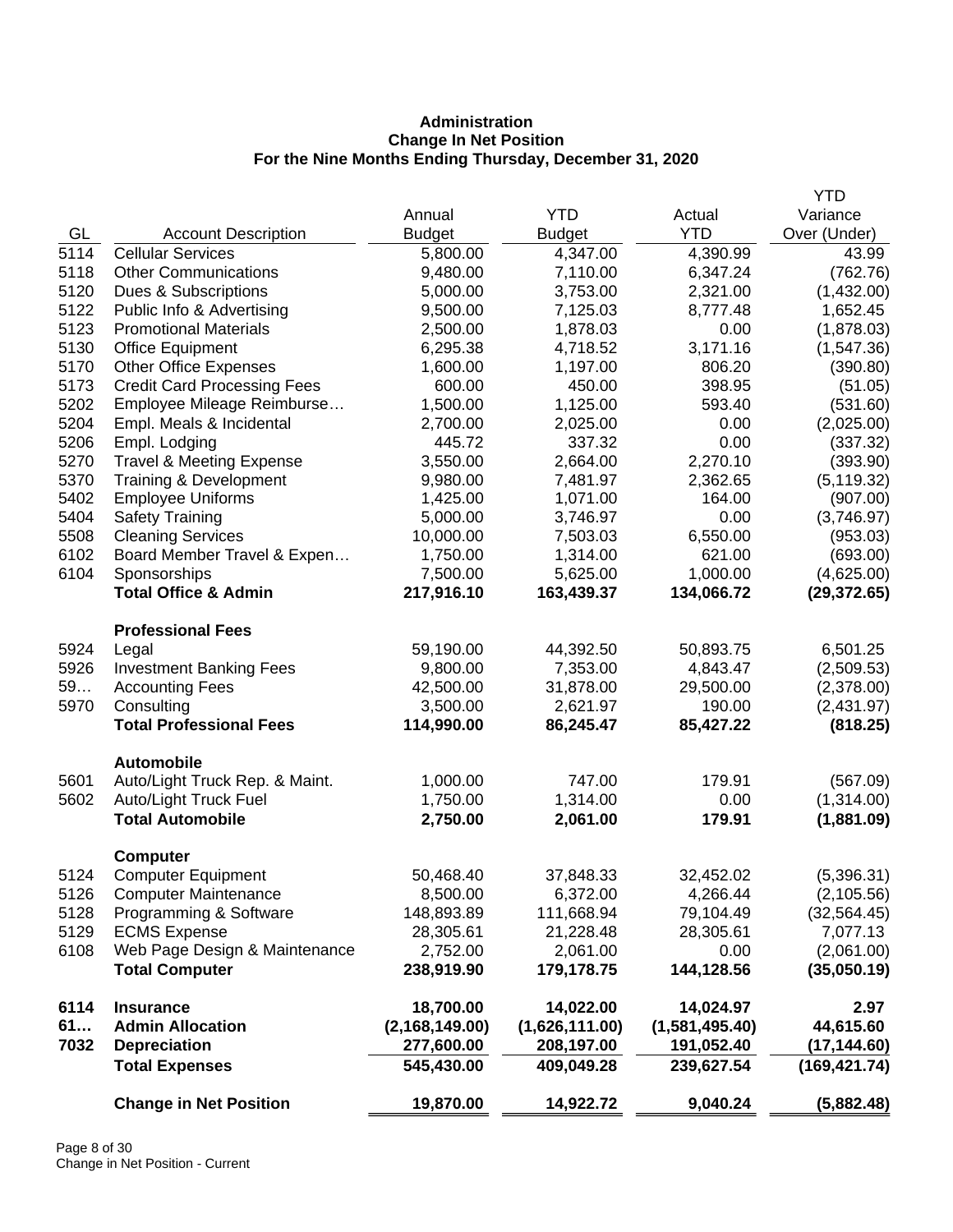**Administration**
**Change In Net Position**
**For the Nine Months Ending Thursday, December 31, 2020**

| GL | Account Description | Annual Budget | YTD Budget | Actual YTD | YTD Variance Over (Under) |
|---|---|---|---|---|---|
| 5114 | Cellular Services | 5,800.00 | 4,347.00 | 4,390.99 | 43.99 |
| 5118 | Other Communications | 9,480.00 | 7,110.00 | 6,347.24 | (762.76) |
| 5120 | Dues & Subscriptions | 5,000.00 | 3,753.00 | 2,321.00 | (1,432.00) |
| 5122 | Public Info & Advertising | 9,500.00 | 7,125.03 | 8,777.48 | 1,652.45 |
| 5123 | Promotional Materials | 2,500.00 | 1,878.03 | 0.00 | (1,878.03) |
| 5130 | Office Equipment | 6,295.38 | 4,718.52 | 3,171.16 | (1,547.36) |
| 5170 | Other Office Expenses | 1,600.00 | 1,197.00 | 806.20 | (390.80) |
| 5173 | Credit Card Processing Fees | 600.00 | 450.00 | 398.95 | (51.05) |
| 5202 | Employee Mileage Reimburse… | 1,500.00 | 1,125.00 | 593.40 | (531.60) |
| 5204 | Empl. Meals & Incidental | 2,700.00 | 2,025.00 | 0.00 | (2,025.00) |
| 5206 | Empl. Lodging | 445.72 | 337.32 | 0.00 | (337.32) |
| 5270 | Travel & Meeting Expense | 3,550.00 | 2,664.00 | 2,270.10 | (393.90) |
| 5370 | Training & Development | 9,980.00 | 7,481.97 | 2,362.65 | (5,119.32) |
| 5402 | Employee Uniforms | 1,425.00 | 1,071.00 | 164.00 | (907.00) |
| 5404 | Safety Training | 5,000.00 | 3,746.97 | 0.00 | (3,746.97) |
| 5508 | Cleaning Services | 10,000.00 | 7,503.03 | 6,550.00 | (953.03) |
| 6102 | Board Member Travel & Expen… | 1,750.00 | 1,314.00 | 621.00 | (693.00) |
| 6104 | Sponsorships | 7,500.00 | 5,625.00 | 1,000.00 | (4,625.00) |
| | **Total Office & Admin** | **217,916.10** | **163,439.37** | **134,066.72** | **(29,372.65)** |
| | **Professional Fees** | | | | |
| 5924 | Legal | 59,190.00 | 44,392.50 | 50,893.75 | 6,501.25 |
| 5926 | Investment Banking Fees | 9,800.00 | 7,353.00 | 4,843.47 | (2,509.53) |
| 59… | Accounting Fees | 42,500.00 | 31,878.00 | 29,500.00 | (2,378.00) |
| 5970 | Consulting | 3,500.00 | 2,621.97 | 190.00 | (2,431.97) |
| | **Total Professional Fees** | **114,990.00** | **86,245.47** | **85,427.22** | **(818.25)** |
| | **Automobile** | | | | |
| 5601 | Auto/Light Truck Rep. & Maint. | 1,000.00 | 747.00 | 179.91 | (567.09) |
| 5602 | Auto/Light Truck Fuel | 1,750.00 | 1,314.00 | 0.00 | (1,314.00) |
| | **Total Automobile** | **2,750.00** | **2,061.00** | **179.91** | **(1,881.09)** |
| | **Computer** | | | | |
| 5124 | Computer Equipment | 50,468.40 | 37,848.33 | 32,452.02 | (5,396.31) |
| 5126 | Computer Maintenance | 8,500.00 | 6,372.00 | 4,266.44 | (2,105.56) |
| 5128 | Programming & Software | 148,893.89 | 111,668.94 | 79,104.49 | (32,564.45) |
| 5129 | ECMS Expense | 28,305.61 | 21,228.48 | 28,305.61 | 7,077.13 |
| 6108 | Web Page Design & Maintenance | 2,752.00 | 2,061.00 | 0.00 | (2,061.00) |
| | **Total Computer** | **238,919.90** | **179,178.75** | **144,128.56** | **(35,050.19)** |
| **6114** | **Insurance** | **18,700.00** | **14,022.00** | **14,024.97** | **2.97** |
| **61…** | **Admin Allocation** | **(2,168,149.00)** | **(1,626,111.00)** | **(1,581,495.40)** | **44,615.60** |
| **7032** | **Depreciation** | **277,600.00** | **208,197.00** | **191,052.40** | **(17,144.60)** |
| | **Total Expenses** | **545,430.00** | **409,049.28** | **239,627.54** | **(169,421.74)** |
| | **Change in Net Position** | **19,870.00** | **14,922.72** | **9,040.24** | **(5,882.48)** |

Change in Net Position - Current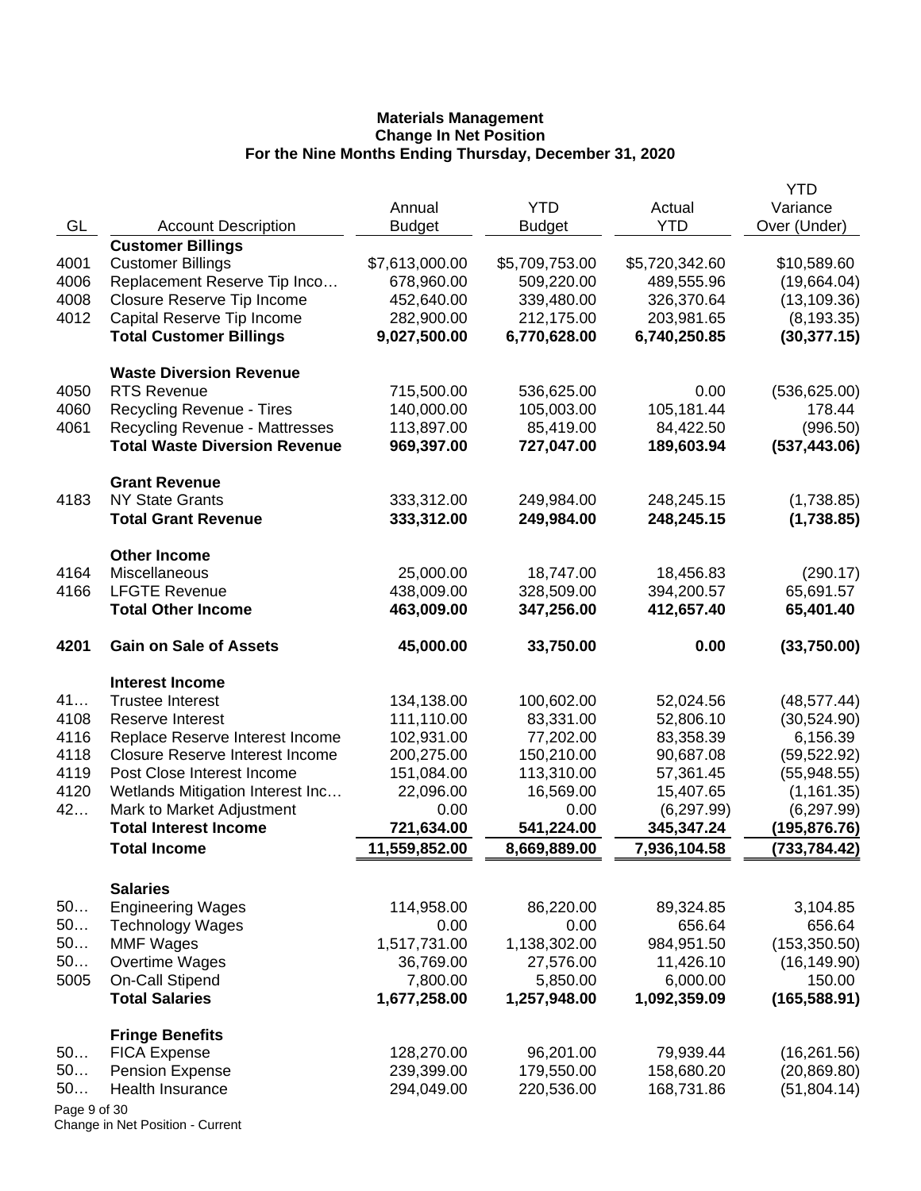**Materials Management**
**Change In Net Position**
**For the Nine Months Ending Thursday, December 31, 2020**

| GL | Account Description | Annual Budget | YTD Budget | Actual YTD | YTD Variance Over (Under) |
|---|---|---|---|---|---|
| | **Customer Billings** | | | | |
| 4001 | Customer Billings | $7,613,000.00 | $5,709,753.00 | $5,720,342.60 | $10,589.60 |
| 4006 | Replacement Reserve Tip Inco… | 678,960.00 | 509,220.00 | 489,555.96 | (19,664.04) |
| 4008 | Closure Reserve Tip Income | 452,640.00 | 339,480.00 | 326,370.64 | (13,109.36) |
| 4012 | Capital Reserve Tip Income | 282,900.00 | 212,175.00 | 203,981.65 | (8,193.35) |
| | **Total Customer Billings** | **9,027,500.00** | **6,770,628.00** | **6,740,250.85** | **(30,377.15)** |
| | **Waste Diversion Revenue** | | | | |
| 4050 | RTS Revenue | 715,500.00 | 536,625.00 | 0.00 | (536,625.00) |
| 4060 | Recycling Revenue - Tires | 140,000.00 | 105,003.00 | 105,181.44 | 178.44 |
| 4061 | Recycling Revenue - Mattresses | 113,897.00 | 85,419.00 | 84,422.50 | (996.50) |
| | **Total Waste Diversion Revenue** | **969,397.00** | **727,047.00** | **189,603.94** | **(537,443.06)** |
| | **Grant Revenue** | | | | |
| 4183 | NY State Grants | 333,312.00 | 249,984.00 | 248,245.15 | (1,738.85) |
| | **Total Grant Revenue** | **333,312.00** | **249,984.00** | **248,245.15** | **(1,738.85)** |
| | **Other Income** | | | | |
| 4164 | Miscellaneous | 25,000.00 | 18,747.00 | 18,456.83 | (290.17) |
| 4166 | LFGTE Revenue | 438,009.00 | 328,509.00 | 394,200.57 | 65,691.57 |
| | **Total Other Income** | **463,009.00** | **347,256.00** | **412,657.40** | **65,401.40** |
| **4201** | **Gain on Sale of Assets** | **45,000.00** | **33,750.00** | **0.00** | **(33,750.00)** |
| | **Interest Income** | | | | |
| 41… | Trustee Interest | 134,138.00 | 100,602.00 | 52,024.56 | (48,577.44) |
| 4108 | Reserve Interest | 111,110.00 | 83,331.00 | 52,806.10 | (30,524.90) |
| 4116 | Replace Reserve Interest Income | 102,931.00 | 77,202.00 | 83,358.39 | 6,156.39 |
| 4118 | Closure Reserve Interest Income | 200,275.00 | 150,210.00 | 90,687.08 | (59,522.92) |
| 4119 | Post Close Interest Income | 151,084.00 | 113,310.00 | 57,361.45 | (55,948.55) |
| 4120 | Wetlands Mitigation Interest Inc… | 22,096.00 | 16,569.00 | 15,407.65 | (1,161.35) |
| 42… | Mark to Market Adjustment | 0.00 | 0.00 | (6,297.99) | (6,297.99) |
| | **Total Interest Income** | **721,634.00** | **541,224.00** | **345,347.24** | **(195,876.76)** |
| | **Total Income** | **11,559,852.00** | **8,669,889.00** | **7,936,104.58** | **(733,784.42)** |
| | **Salaries** | | | | |
| 50… | Engineering Wages | 114,958.00 | 86,220.00 | 89,324.85 | 3,104.85 |
| 50… | Technology Wages | 0.00 | 0.00 | 656.64 | 656.64 |
| 50… | MMF Wages | 1,517,731.00 | 1,138,302.00 | 984,951.50 | (153,350.50) |
| 50… | Overtime Wages | 36,769.00 | 27,576.00 | 11,426.10 | (16,149.90) |
| 5005 | On-Call Stipend | 7,800.00 | 5,850.00 | 6,000.00 | 150.00 |
| | **Total Salaries** | **1,677,258.00** | **1,257,948.00** | **1,092,359.09** | **(165,588.91)** |
| | **Fringe Benefits** | | | | |
| 50… | FICA Expense | 128,270.00 | 96,201.00 | 79,939.44 | (16,261.56) |
| 50… | Pension Expense | 239,399.00 | 179,550.00 | 158,680.20 | (20,869.80) |
| 50… | Health Insurance | 294,049.00 | 220,536.00 | 168,731.86 | (51,804.14) |

Change in Net Position - Current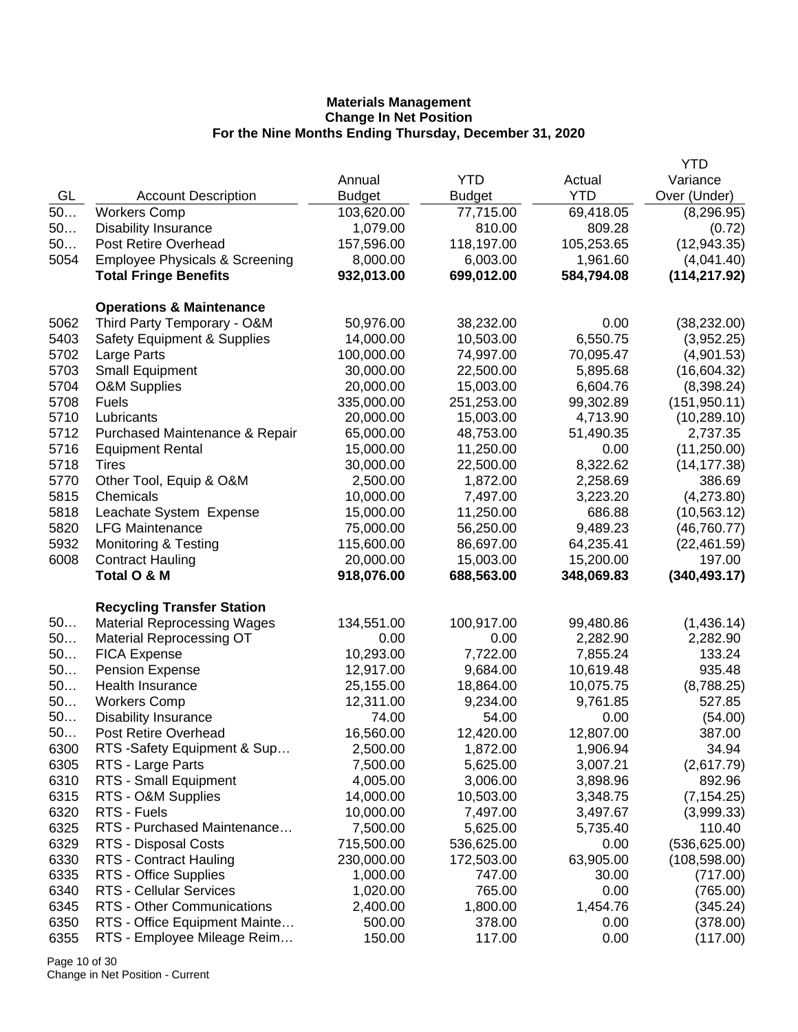**Materials Management**
**Change In Net Position**
**For the Nine Months Ending Thursday, December 31, 2020**

| GL | Account Description | Annual Budget | YTD Budget | Actual YTD | YTD Variance Over (Under) |
|---|---|---|---|---|---|
| 50… | Workers Comp | 103,620.00 | 77,715.00 | 69,418.05 | (8,296.95) |
| 50… | Disability Insurance | 1,079.00 | 810.00 | 809.28 | (0.72) |
| 50… | Post Retire Overhead | 157,596.00 | 118,197.00 | 105,253.65 | (12,943.35) |
| 5054 | Employee Physicals & Screening | 8,000.00 | 6,003.00 | 1,961.60 | (4,041.40) |
| | **Total Fringe Benefits** | **932,013.00** | **699,012.00** | **584,794.08** | **(114,217.92)** |
| | | | | | |
| | **Operations & Maintenance** | | | | |
| 5062 | Third Party Temporary - O&M | 50,976.00 | 38,232.00 | 0.00 | (38,232.00) |
| 5403 | Safety Equipment & Supplies | 14,000.00 | 10,503.00 | 6,550.75 | (3,952.25) |
| 5702 | Large Parts | 100,000.00 | 74,997.00 | 70,095.47 | (4,901.53) |
| 5703 | Small Equipment | 30,000.00 | 22,500.00 | 5,895.68 | (16,604.32) |
| 5704 | O&M Supplies | 20,000.00 | 15,003.00 | 6,604.76 | (8,398.24) |
| 5708 | Fuels | 335,000.00 | 251,253.00 | 99,302.89 | (151,950.11) |
| 5710 | Lubricants | 20,000.00 | 15,003.00 | 4,713.90 | (10,289.10) |
| 5712 | Purchased Maintenance & Repair | 65,000.00 | 48,753.00 | 51,490.35 | 2,737.35 |
| 5716 | Equipment Rental | 15,000.00 | 11,250.00 | 0.00 | (11,250.00) |
| 5718 | Tires | 30,000.00 | 22,500.00 | 8,322.62 | (14,177.38) |
| 5770 | Other Tool, Equip & O&M | 2,500.00 | 1,872.00 | 2,258.69 | 386.69 |
| 5815 | Chemicals | 10,000.00 | 7,497.00 | 3,223.20 | (4,273.80) |
| 5818 | Leachate System Expense | 15,000.00 | 11,250.00 | 686.88 | (10,563.12) |
| 5820 | LFG Maintenance | 75,000.00 | 56,250.00 | 9,489.23 | (46,760.77) |
| 5932 | Monitoring & Testing | 115,600.00 | 86,697.00 | 64,235.41 | (22,461.59) |
| 6008 | Contract Hauling | 20,000.00 | 15,003.00 | 15,200.00 | 197.00 |
| | **Total O & M** | **918,076.00** | **688,563.00** | **348,069.83** | **(340,493.17)** |
| | | | | | |
| | **Recycling Transfer Station** | | | | |
| 50… | Material Reprocessing Wages | 134,551.00 | 100,917.00 | 99,480.86 | (1,436.14) |
| 50… | Material Reprocessing OT | 0.00 | 0.00 | 2,282.90 | 2,282.90 |
| 50… | FICA Expense | 10,293.00 | 7,722.00 | 7,855.24 | 133.24 |
| 50… | Pension Expense | 12,917.00 | 9,684.00 | 10,619.48 | 935.48 |
| 50… | Health Insurance | 25,155.00 | 18,864.00 | 10,075.75 | (8,788.25) |
| 50… | Workers Comp | 12,311.00 | 9,234.00 | 9,761.85 | 527.85 |
| 50… | Disability Insurance | 74.00 | 54.00 | 0.00 | (54.00) |
| 50… | Post Retire Overhead | 16,560.00 | 12,420.00 | 12,807.00 | 387.00 |
| 6300 | RTS -Safety Equipment & Sup… | 2,500.00 | 1,872.00 | 1,906.94 | 34.94 |
| 6305 | RTS - Large Parts | 7,500.00 | 5,625.00 | 3,007.21 | (2,617.79) |
| 6310 | RTS - Small Equipment | 4,005.00 | 3,006.00 | 3,898.96 | 892.96 |
| 6315 | RTS - O&M Supplies | 14,000.00 | 10,503.00 | 3,348.75 | (7,154.25) |
| 6320 | RTS - Fuels | 10,000.00 | 7,497.00 | 3,497.67 | (3,999.33) |
| 6325 | RTS - Purchased Maintenance… | 7,500.00 | 5,625.00 | 5,735.40 | 110.40 |
| 6329 | RTS - Disposal Costs | 715,500.00 | 536,625.00 | 0.00 | (536,625.00) |
| 6330 | RTS - Contract Hauling | 230,000.00 | 172,503.00 | 63,905.00 | (108,598.00) |
| 6335 | RTS - Office Supplies | 1,000.00 | 747.00 | 30.00 | (717.00) |
| 6340 | RTS - Cellular Services | 1,020.00 | 765.00 | 0.00 | (765.00) |
| 6345 | RTS - Other Communications | 2,400.00 | 1,800.00 | 1,454.76 | (345.24) |
| 6350 | RTS - Office Equipment Mainte… | 500.00 | 378.00 | 0.00 | (378.00) |
| 6355 | RTS - Employee Mileage Reim… | 150.00 | 117.00 | 0.00 | (117.00) |

Change in Net Position - Current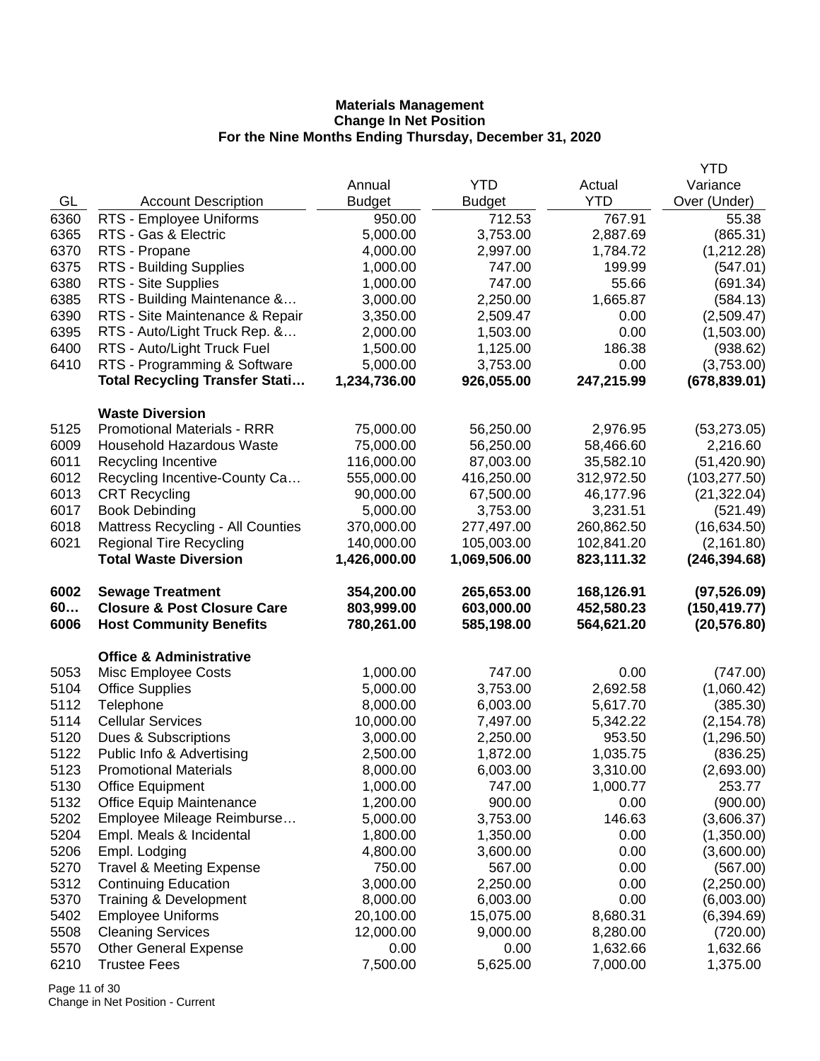**Materials Management**
**Change In Net Position**
**For the Nine Months Ending Thursday, December 31, 2020**

| GL | Account Description | Annual Budget | YTD Budget | Actual YTD | YTD Variance Over (Under) |
|---|---|---|---|---|---|
| 6360 | RTS - Employee Uniforms | 950.00 | 712.53 | 767.91 | 55.38 |
| 6365 | RTS - Gas & Electric | 5,000.00 | 3,753.00 | 2,887.69 | (865.31) |
| 6370 | RTS - Propane | 4,000.00 | 2,997.00 | 1,784.72 | (1,212.28) |
| 6375 | RTS - Building Supplies | 1,000.00 | 747.00 | 199.99 | (547.01) |
| 6380 | RTS - Site Supplies | 1,000.00 | 747.00 | 55.66 | (691.34) |
| 6385 | RTS - Building Maintenance &… | 3,000.00 | 2,250.00 | 1,665.87 | (584.13) |
| 6390 | RTS - Site Maintenance & Repair | 3,350.00 | 2,509.47 | 0.00 | (2,509.47) |
| 6395 | RTS - Auto/Light Truck Rep. &… | 2,000.00 | 1,503.00 | 0.00 | (1,503.00) |
| 6400 | RTS - Auto/Light Truck Fuel | 1,500.00 | 1,125.00 | 186.38 | (938.62) |
| 6410 | RTS - Programming & Software | 5,000.00 | 3,753.00 | 0.00 | (3,753.00) |
| | **Total Recycling Transfer Stati…** | **1,234,736.00** | **926,055.00** | **247,215.99** | **(678,839.01)** |
| | **Waste Diversion** | | | | |
| 5125 | Promotional Materials - RRR | 75,000.00 | 56,250.00 | 2,976.95 | (53,273.05) |
| 6009 | Household Hazardous Waste | 75,000.00 | 56,250.00 | 58,466.60 | 2,216.60 |
| 6011 | Recycling Incentive | 116,000.00 | 87,003.00 | 35,582.10 | (51,420.90) |
| 6012 | Recycling Incentive-County Ca… | 555,000.00 | 416,250.00 | 312,972.50 | (103,277.50) |
| 6013 | CRT Recycling | 90,000.00 | 67,500.00 | 46,177.96 | (21,322.04) |
| 6017 | Book Debinding | 5,000.00 | 3,753.00 | 3,231.51 | (521.49) |
| 6018 | Mattress Recycling - All Counties | 370,000.00 | 277,497.00 | 260,862.50 | (16,634.50) |
| 6021 | Regional Tire Recycling | 140,000.00 | 105,003.00 | 102,841.20 | (2,161.80) |
| | **Total Waste Diversion** | **1,426,000.00** | **1,069,506.00** | **823,111.32** | **(246,394.68)** |
| **6002** | **Sewage Treatment** | **354,200.00** | **265,653.00** | **168,126.91** | **(97,526.09)** |
| **60…** | **Closure & Post Closure Care** | **803,999.00** | **603,000.00** | **452,580.23** | **(150,419.77)** |
| **6006** | **Host Community Benefits** | **780,261.00** | **585,198.00** | **564,621.20** | **(20,576.80)** |
| | **Office & Administrative** | | | | |
| 5053 | Misc Employee Costs | 1,000.00 | 747.00 | 0.00 | (747.00) |
| 5104 | Office Supplies | 5,000.00 | 3,753.00 | 2,692.58 | (1,060.42) |
| 5112 | Telephone | 8,000.00 | 6,003.00 | 5,617.70 | (385.30) |
| 5114 | Cellular Services | 10,000.00 | 7,497.00 | 5,342.22 | (2,154.78) |
| 5120 | Dues & Subscriptions | 3,000.00 | 2,250.00 | 953.50 | (1,296.50) |
| 5122 | Public Info & Advertising | 2,500.00 | 1,872.00 | 1,035.75 | (836.25) |
| 5123 | Promotional Materials | 8,000.00 | 6,003.00 | 3,310.00 | (2,693.00) |
| 5130 | Office Equipment | 1,000.00 | 747.00 | 1,000.77 | 253.77 |
| 5132 | Office Equip Maintenance | 1,200.00 | 900.00 | 0.00 | (900.00) |
| 5202 | Employee Mileage Reimburse… | 5,000.00 | 3,753.00 | 146.63 | (3,606.37) |
| 5204 | Empl. Meals & Incidental | 1,800.00 | 1,350.00 | 0.00 | (1,350.00) |
| 5206 | Empl. Lodging | 4,800.00 | 3,600.00 | 0.00 | (3,600.00) |
| 5270 | Travel & Meeting Expense | 750.00 | 567.00 | 0.00 | (567.00) |
| 5312 | Continuing Education | 3,000.00 | 2,250.00 | 0.00 | (2,250.00) |
| 5370 | Training & Development | 8,000.00 | 6,003.00 | 0.00 | (6,003.00) |
| 5402 | Employee Uniforms | 20,100.00 | 15,075.00 | 8,680.31 | (6,394.69) |
| 5508 | Cleaning Services | 12,000.00 | 9,000.00 | 8,280.00 | (720.00) |
| 5570 | Other General Expense | 0.00 | 0.00 | 1,632.66 | 1,632.66 |
| 6210 | Trustee Fees | 7,500.00 | 5,625.00 | 7,000.00 | 1,375.00 |

Change in Net Position - Current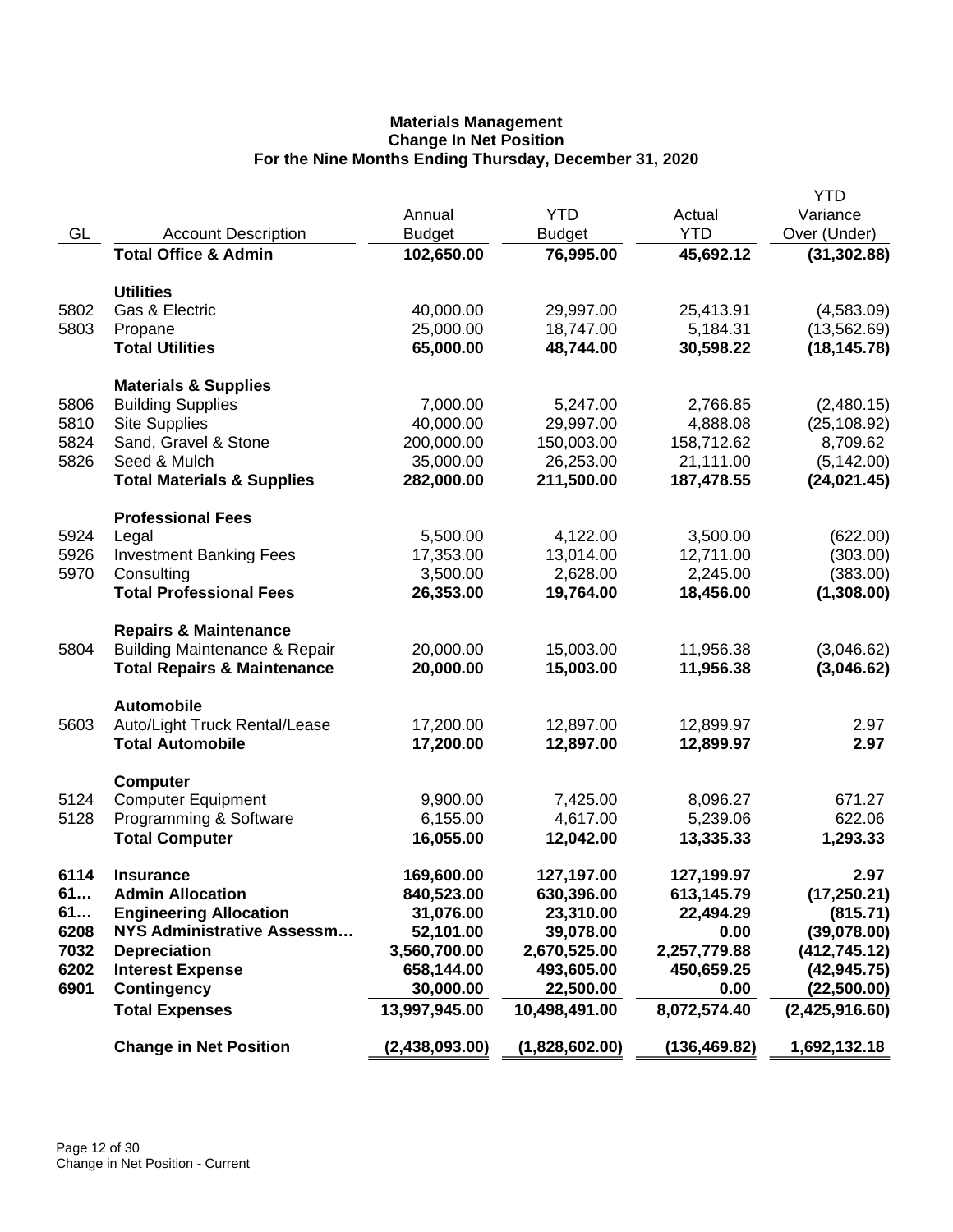**Materials Management**
**Change In Net Position**
**For the Nine Months Ending Thursday, December 31, 2020**

| GL | Account Description | Annual Budget | YTD Budget | Actual YTD | YTD Variance Over (Under) |
|---|---|---|---|---|---|
| | **Total Office & Admin** | **102,650.00** | **76,995.00** | **45,692.12** | **(31,302.88)** |
| | **Utilities** | | | | |
| 5802 | Gas & Electric | 40,000.00 | 29,997.00 | 25,413.91 | (4,583.09) |
| 5803 | Propane | 25,000.00 | 18,747.00 | 5,184.31 | (13,562.69) |
| | **Total Utilities** | **65,000.00** | **48,744.00** | **30,598.22** | **(18,145.78)** |
| | **Materials & Supplies** | | | | |
| 5806 | Building Supplies | 7,000.00 | 5,247.00 | 2,766.85 | (2,480.15) |
| 5810 | Site Supplies | 40,000.00 | 29,997.00 | 4,888.08 | (25,108.92) |
| 5824 | Sand, Gravel & Stone | 200,000.00 | 150,003.00 | 158,712.62 | 8,709.62 |
| 5826 | Seed & Mulch | 35,000.00 | 26,253.00 | 21,111.00 | (5,142.00) |
| | **Total Materials & Supplies** | **282,000.00** | **211,500.00** | **187,478.55** | **(24,021.45)** |
| | **Professional Fees** | | | | |
| 5924 | Legal | 5,500.00 | 4,122.00 | 3,500.00 | (622.00) |
| 5926 | Investment Banking Fees | 17,353.00 | 13,014.00 | 12,711.00 | (303.00) |
| 5970 | Consulting | 3,500.00 | 2,628.00 | 2,245.00 | (383.00) |
| | **Total Professional Fees** | **26,353.00** | **19,764.00** | **18,456.00** | **(1,308.00)** |
| | **Repairs & Maintenance** | | | | |
| 5804 | Building Maintenance & Repair | 20,000.00 | 15,003.00 | 11,956.38 | (3,046.62) |
| | **Total Repairs & Maintenance** | **20,000.00** | **15,003.00** | **11,956.38** | **(3,046.62)** |
| | **Automobile** | | | | |
| 5603 | Auto/Light Truck Rental/Lease | 17,200.00 | 12,897.00 | 12,899.97 | 2.97 |
| | **Total Automobile** | **17,200.00** | **12,897.00** | **12,899.97** | **2.97** |
| | **Computer** | | | | |
| 5124 | Computer Equipment | 9,900.00 | 7,425.00 | 8,096.27 | 671.27 |
| 5128 | Programming & Software | 6,155.00 | 4,617.00 | 5,239.06 | 622.06 |
| | **Total Computer** | **16,055.00** | **12,042.00** | **13,335.33** | **1,293.33** |
| **6114** | **Insurance** | **169,600.00** | **127,197.00** | **127,199.97** | **2.97** |
| **61…** | **Admin Allocation** | **840,523.00** | **630,396.00** | **613,145.79** | **(17,250.21)** |
| **61…** | **Engineering Allocation** | **31,076.00** | **23,310.00** | **22,494.29** | **(815.71)** |
| **6208** | **NYS Administrative Assessm…** | **52,101.00** | **39,078.00** | **0.00** | **(39,078.00)** |
| **7032** | **Depreciation** | **3,560,700.00** | **2,670,525.00** | **2,257,779.88** | **(412,745.12)** |
| **6202** | **Interest Expense** | **658,144.00** | **493,605.00** | **450,659.25** | **(42,945.75)** |
| **6901** | **Contingency** | **30,000.00** | **22,500.00** | **0.00** | **(22,500.00)** |
| | **Total Expenses** | **13,997,945.00** | **10,498,491.00** | **8,072,574.40** | **(2,425,916.60)** |
| | **Change in Net Position** | **(2,438,093.00)** | **(1,828,602.00)** | **(136,469.82)** | **1,692,132.18** |

Change in Net Position - Current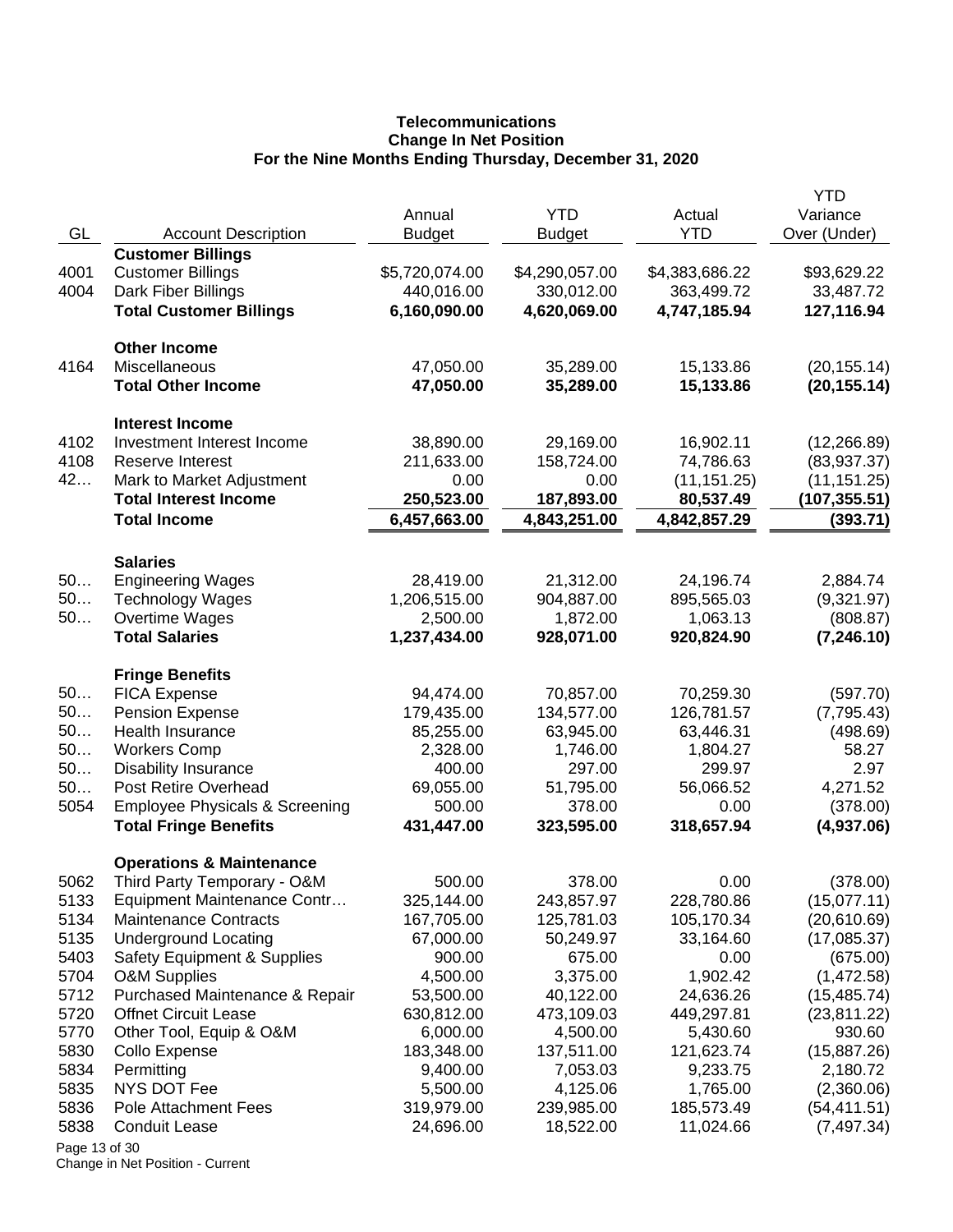**Telecommunications**
**Change In Net Position**
**For the Nine Months Ending Thursday, December 31, 2020**

| GL | Account Description | Annual Budget | YTD Budget | Actual YTD | YTD Variance Over (Under) |
|---|---|---|---|---|---|
| | **Customer Billings** | | | | |
| 4001 | Customer Billings | $5,720,074.00 | $4,290,057.00 | $4,383,686.22 | $93,629.22 |
| 4004 | Dark Fiber Billings | 440,016.00 | 330,012.00 | 363,499.72 | 33,487.72 |
| | **Total Customer Billings** | **6,160,090.00** | **4,620,069.00** | **4,747,185.94** | **127,116.94** |
| | **Other Income** | | | | |
| 4164 | Miscellaneous | 47,050.00 | 35,289.00 | 15,133.86 | (20,155.14) |
| | **Total Other Income** | **47,050.00** | **35,289.00** | **15,133.86** | **(20,155.14)** |
| | **Interest Income** | | | | |
| 4102 | Investment Interest Income | 38,890.00 | 29,169.00 | 16,902.11 | (12,266.89) |
| 4108 | Reserve Interest | 211,633.00 | 158,724.00 | 74,786.63 | (83,937.37) |
| 42… | Mark to Market Adjustment | 0.00 | 0.00 | (11,151.25) | (11,151.25) |
| | **Total Interest Income** | **250,523.00** | **187,893.00** | **80,537.49** | **(107,355.51)** |
| | **Total Income** | **6,457,663.00** | **4,843,251.00** | **4,842,857.29** | **(393.71)** |
| | **Salaries** | | | | |
| 50… | Engineering Wages | 28,419.00 | 21,312.00 | 24,196.74 | 2,884.74 |
| 50… | Technology Wages | 1,206,515.00 | 904,887.00 | 895,565.03 | (9,321.97) |
| 50… | Overtime Wages | 2,500.00 | 1,872.00 | 1,063.13 | (808.87) |
| | **Total Salaries** | **1,237,434.00** | **928,071.00** | **920,824.90** | **(7,246.10)** |
| | **Fringe Benefits** | | | | |
| 50… | FICA Expense | 94,474.00 | 70,857.00 | 70,259.30 | (597.70) |
| 50… | Pension Expense | 179,435.00 | 134,577.00 | 126,781.57 | (7,795.43) |
| 50… | Health Insurance | 85,255.00 | 63,945.00 | 63,446.31 | (498.69) |
| 50… | Workers Comp | 2,328.00 | 1,746.00 | 1,804.27 | 58.27 |
| 50… | Disability Insurance | 400.00 | 297.00 | 299.97 | 2.97 |
| 50… | Post Retire Overhead | 69,055.00 | 51,795.00 | 56,066.52 | 4,271.52 |
| 5054 | Employee Physicals & Screening | 500.00 | 378.00 | 0.00 | (378.00) |
| | **Total Fringe Benefits** | **431,447.00** | **323,595.00** | **318,657.94** | **(4,937.06)** |
| | **Operations & Maintenance** | | | | |
| 5062 | Third Party Temporary - O&M | 500.00 | 378.00 | 0.00 | (378.00) |
| 5133 | Equipment Maintenance Contr… | 325,144.00 | 243,857.97 | 228,780.86 | (15,077.11) |
| 5134 | Maintenance Contracts | 167,705.00 | 125,781.03 | 105,170.34 | (20,610.69) |
| 5135 | Underground Locating | 67,000.00 | 50,249.97 | 33,164.60 | (17,085.37) |
| 5403 | Safety Equipment & Supplies | 900.00 | 675.00 | 0.00 | (675.00) |
| 5704 | O&M Supplies | 4,500.00 | 3,375.00 | 1,902.42 | (1,472.58) |
| 5712 | Purchased Maintenance & Repair | 53,500.00 | 40,122.00 | 24,636.26 | (15,485.74) |
| 5720 | Offnet Circuit Lease | 630,812.00 | 473,109.03 | 449,297.81 | (23,811.22) |
| 5770 | Other Tool, Equip & O&M | 6,000.00 | 4,500.00 | 5,430.60 | 930.60 |
| 5830 | Collo Expense | 183,348.00 | 137,511.00 | 121,623.74 | (15,887.26) |
| 5834 | Permitting | 9,400.00 | 7,053.03 | 9,233.75 | 2,180.72 |
| 5835 | NYS DOT Fee | 5,500.00 | 4,125.06 | 1,765.00 | (2,360.06) |
| 5836 | Pole Attachment Fees | 319,979.00 | 239,985.00 | 185,573.49 | (54,411.51) |
| 5838 | Conduit Lease | 24,696.00 | 18,522.00 | 11,024.66 | (7,497.34) |

Change in Net Position - Current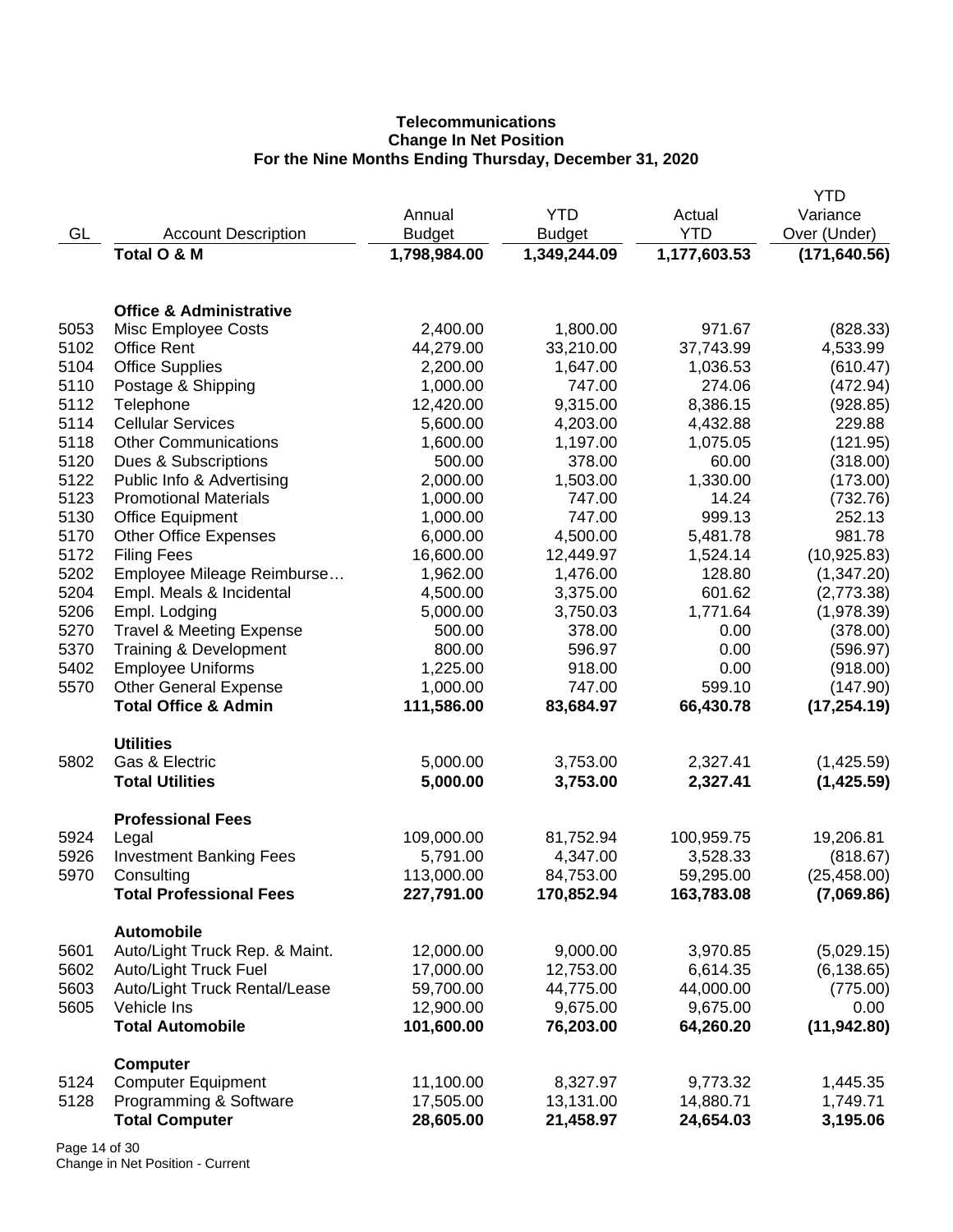**Telecommunications**
**Change In Net Position**
**For the Nine Months Ending Thursday, December 31, 2020**

| GL | Account Description | Annual Budget | YTD Budget | Actual YTD | YTD Variance Over (Under) |
|---|---|---|---|---|---|
| | **Total O & M** | **1,798,984.00** | **1,349,244.09** | **1,177,603.53** | **(171,640.56)** |
| | | | | | |
| | **Office & Administrative** | | | | |
| 5053 | Misc Employee Costs | 2,400.00 | 1,800.00 | 971.67 | (828.33) |
| 5102 | Office Rent | 44,279.00 | 33,210.00 | 37,743.99 | 4,533.99 |
| 5104 | Office Supplies | 2,200.00 | 1,647.00 | 1,036.53 | (610.47) |
| 5110 | Postage & Shipping | 1,000.00 | 747.00 | 274.06 | (472.94) |
| 5112 | Telephone | 12,420.00 | 9,315.00 | 8,386.15 | (928.85) |
| 5114 | Cellular Services | 5,600.00 | 4,203.00 | 4,432.88 | 229.88 |
| 5118 | Other Communications | 1,600.00 | 1,197.00 | 1,075.05 | (121.95) |
| 5120 | Dues & Subscriptions | 500.00 | 378.00 | 60.00 | (318.00) |
| 5122 | Public Info & Advertising | 2,000.00 | 1,503.00 | 1,330.00 | (173.00) |
| 5123 | Promotional Materials | 1,000.00 | 747.00 | 14.24 | (732.76) |
| 5130 | Office Equipment | 1,000.00 | 747.00 | 999.13 | 252.13 |
| 5170 | Other Office Expenses | 6,000.00 | 4,500.00 | 5,481.78 | 981.78 |
| 5172 | Filing Fees | 16,600.00 | 12,449.97 | 1,524.14 | (10,925.83) |
| 5202 | Employee Mileage Reimburse… | 1,962.00 | 1,476.00 | 128.80 | (1,347.20) |
| 5204 | Empl. Meals & Incidental | 4,500.00 | 3,375.00 | 601.62 | (2,773.38) |
| 5206 | Empl. Lodging | 5,000.00 | 3,750.03 | 1,771.64 | (1,978.39) |
| 5270 | Travel & Meeting Expense | 500.00 | 378.00 | 0.00 | (378.00) |
| 5370 | Training & Development | 800.00 | 596.97 | 0.00 | (596.97) |
| 5402 | Employee Uniforms | 1,225.00 | 918.00 | 0.00 | (918.00) |
| 5570 | Other General Expense | 1,000.00 | 747.00 | 599.10 | (147.90) |
| | **Total Office & Admin** | **111,586.00** | **83,684.97** | **66,430.78** | **(17,254.19)** |
| | | | | | |
| | **Utilities** | | | | |
| 5802 | Gas & Electric | 5,000.00 | 3,753.00 | 2,327.41 | (1,425.59) |
| | **Total Utilities** | **5,000.00** | **3,753.00** | **2,327.41** | **(1,425.59)** |
| | | | | | |
| | **Professional Fees** | | | | |
| 5924 | Legal | 109,000.00 | 81,752.94 | 100,959.75 | 19,206.81 |
| 5926 | Investment Banking Fees | 5,791.00 | 4,347.00 | 3,528.33 | (818.67) |
| 5970 | Consulting | 113,000.00 | 84,753.00 | 59,295.00 | (25,458.00) |
| | **Total Professional Fees** | **227,791.00** | **170,852.94** | **163,783.08** | **(7,069.86)** |
| | | | | | |
| | **Automobile** | | | | |
| 5601 | Auto/Light Truck Rep. & Maint. | 12,000.00 | 9,000.00 | 3,970.85 | (5,029.15) |
| 5602 | Auto/Light Truck Fuel | 17,000.00 | 12,753.00 | 6,614.35 | (6,138.65) |
| 5603 | Auto/Light Truck Rental/Lease | 59,700.00 | 44,775.00 | 44,000.00 | (775.00) |
| 5605 | Vehicle Ins | 12,900.00 | 9,675.00 | 9,675.00 | 0.00 |
| | **Total Automobile** | **101,600.00** | **76,203.00** | **64,260.20** | **(11,942.80)** |
| | | | | | |
| | **Computer** | | | | |
| 5124 | Computer Equipment | 11,100.00 | 8,327.97 | 9,773.32 | 1,445.35 |
| 5128 | Programming & Software | 17,505.00 | 13,131.00 | 14,880.71 | 1,749.71 |
| | **Total Computer** | **28,605.00** | **21,458.97** | **24,654.03** | **3,195.06** |

Change in Net Position - Current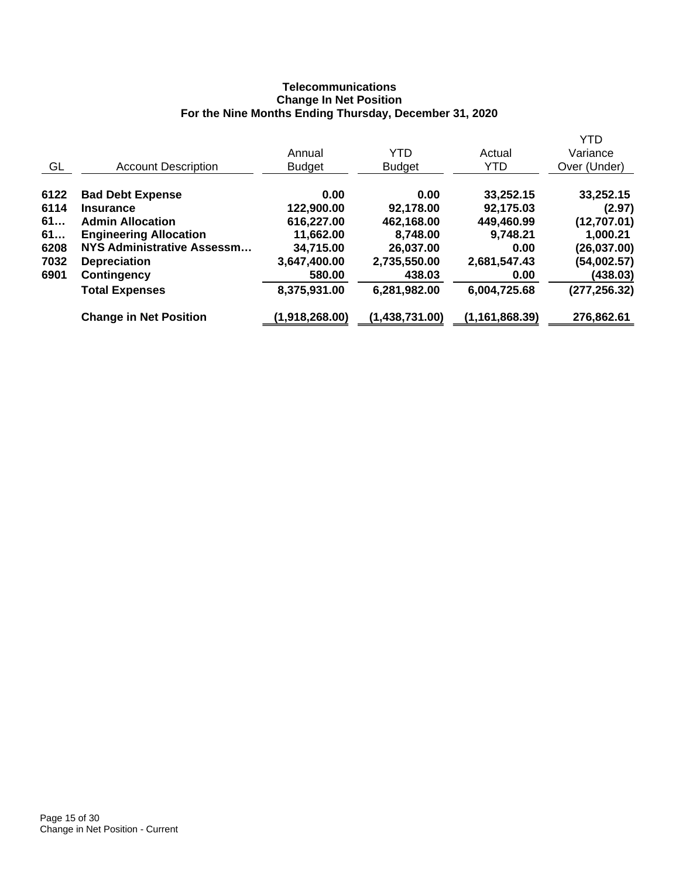**Telecommunications**
**Change In Net Position**
**For the Nine Months Ending Thursday, December 31, 2020**

| GL | Account Description | Annual Budget | YTD Budget | Actual YTD | YTD Variance Over (Under) |
|---|---|---|---|---|---|
| **6122** | **Bad Debt Expense** | **0.00** | **0.00** | **33,252.15** | **33,252.15** |
| **6114** | **Insurance** | **122,900.00** | **92,178.00** | **92,175.03** | **(2.97)** |
| **61…** | **Admin Allocation** | **616,227.00** | **462,168.00** | **449,460.99** | **(12,707.01)** |
| **61…** | **Engineering Allocation** | **11,662.00** | **8,748.00** | **9,748.21** | **1,000.21** |
| **6208** | **NYS Administrative Assessm…** | **34,715.00** | **26,037.00** | **0.00** | **(26,037.00)** |
| **7032** | **Depreciation** | **3,647,400.00** | **2,735,550.00** | **2,681,547.43** | **(54,002.57)** |
| **6901** | **Contingency** | **580.00** | **438.03** | **0.00** | **(438.03)** |
| | **Total Expenses** | **8,375,931.00** | **6,281,982.00** | **6,004,725.68** | **(277,256.32)** |
| | **Change in Net Position** | **(1,918,268.00)** | **(1,438,731.00)** | **(1,161,868.39)** | **276,862.61** |

Change in Net Position - Current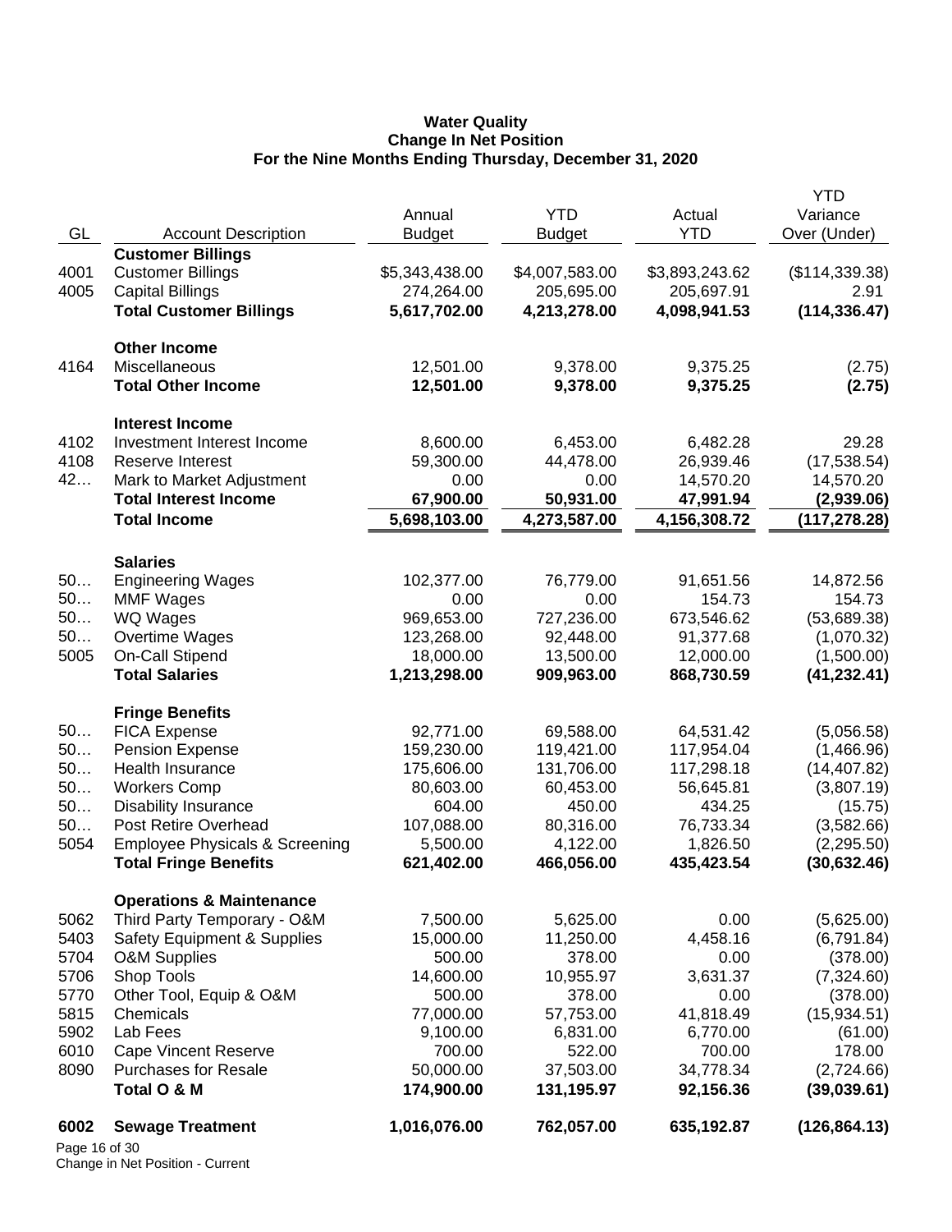**Water Quality**
**Change In Net Position**
**For the Nine Months Ending Thursday, December 31, 2020**

| GL | Account Description | Annual Budget | YTD Budget | Actual YTD | YTD Variance Over (Under) |
|---|---|---|---|---|---|
| | **Customer Billings** | | | | |
| 4001 | Customer Billings | $5,343,438.00 | $4,007,583.00 | $3,893,243.62 | ($114,339.38) |
| 4005 | Capital Billings | 274,264.00 | 205,695.00 | 205,697.91 | 2.91 |
| | **Total Customer Billings** | **5,617,702.00** | **4,213,278.00** | **4,098,941.53** | **(114,336.47)** |
| | **Other Income** | | | | |
| 4164 | Miscellaneous | 12,501.00 | 9,378.00 | 9,375.25 | (2.75) |
| | **Total Other Income** | **12,501.00** | **9,378.00** | **9,375.25** | **(2.75)** |
| | **Interest Income** | | | | |
| 4102 | Investment Interest Income | 8,600.00 | 6,453.00 | 6,482.28 | 29.28 |
| 4108 | Reserve Interest | 59,300.00 | 44,478.00 | 26,939.46 | (17,538.54) |
| 42… | Mark to Market Adjustment | 0.00 | 0.00 | 14,570.20 | 14,570.20 |
| | **Total Interest Income** | **67,900.00** | **50,931.00** | **47,991.94** | **(2,939.06)** |
| | **Total Income** | **5,698,103.00** | **4,273,587.00** | **4,156,308.72** | **(117,278.28)** |
| | **Salaries** | | | | |
| 50… | Engineering Wages | 102,377.00 | 76,779.00 | 91,651.56 | 14,872.56 |
| 50… | MMF Wages | 0.00 | 0.00 | 154.73 | 154.73 |
| 50… | WQ Wages | 969,653.00 | 727,236.00 | 673,546.62 | (53,689.38) |
| 50… | Overtime Wages | 123,268.00 | 92,448.00 | 91,377.68 | (1,070.32) |
| 5005 | On-Call Stipend | 18,000.00 | 13,500.00 | 12,000.00 | (1,500.00) |
| | **Total Salaries** | **1,213,298.00** | **909,963.00** | **868,730.59** | **(41,232.41)** |
| | **Fringe Benefits** | | | | |
| 50… | FICA Expense | 92,771.00 | 69,588.00 | 64,531.42 | (5,056.58) |
| 50… | Pension Expense | 159,230.00 | 119,421.00 | 117,954.04 | (1,466.96) |
| 50… | Health Insurance | 175,606.00 | 131,706.00 | 117,298.18 | (14,407.82) |
| 50… | Workers Comp | 80,603.00 | 60,453.00 | 56,645.81 | (3,807.19) |
| 50… | Disability Insurance | 604.00 | 450.00 | 434.25 | (15.75) |
| 50… | Post Retire Overhead | 107,088.00 | 80,316.00 | 76,733.34 | (3,582.66) |
| 5054 | Employee Physicals & Screening | 5,500.00 | 4,122.00 | 1,826.50 | (2,295.50) |
| | **Total Fringe Benefits** | **621,402.00** | **466,056.00** | **435,423.54** | **(30,632.46)** |
| | **Operations & Maintenance** | | | | |
| 5062 | Third Party Temporary - O&M | 7,500.00 | 5,625.00 | 0.00 | (5,625.00) |
| 5403 | Safety Equipment & Supplies | 15,000.00 | 11,250.00 | 4,458.16 | (6,791.84) |
| 5704 | O&M Supplies | 500.00 | 378.00 | 0.00 | (378.00) |
| 5706 | Shop Tools | 14,600.00 | 10,955.97 | 3,631.37 | (7,324.60) |
| 5770 | Other Tool, Equip & O&M | 500.00 | 378.00 | 0.00 | (378.00) |
| 5815 | Chemicals | 77,000.00 | 57,753.00 | 41,818.49 | (15,934.51) |
| 5902 | Lab Fees | 9,100.00 | 6,831.00 | 6,770.00 | (61.00) |
| 6010 | Cape Vincent Reserve | 700.00 | 522.00 | 700.00 | 178.00 |
| 8090 | Purchases for Resale | 50,000.00 | 37,503.00 | 34,778.34 | (2,724.66) |
| | **Total O & M** | **174,900.00** | **131,195.97** | **92,156.36** | **(39,039.61)** |
| **6002** | **Sewage Treatment** | **1,016,076.00** | **762,057.00** | **635,192.87** | **(126,864.13)** |

Change in Net Position - Current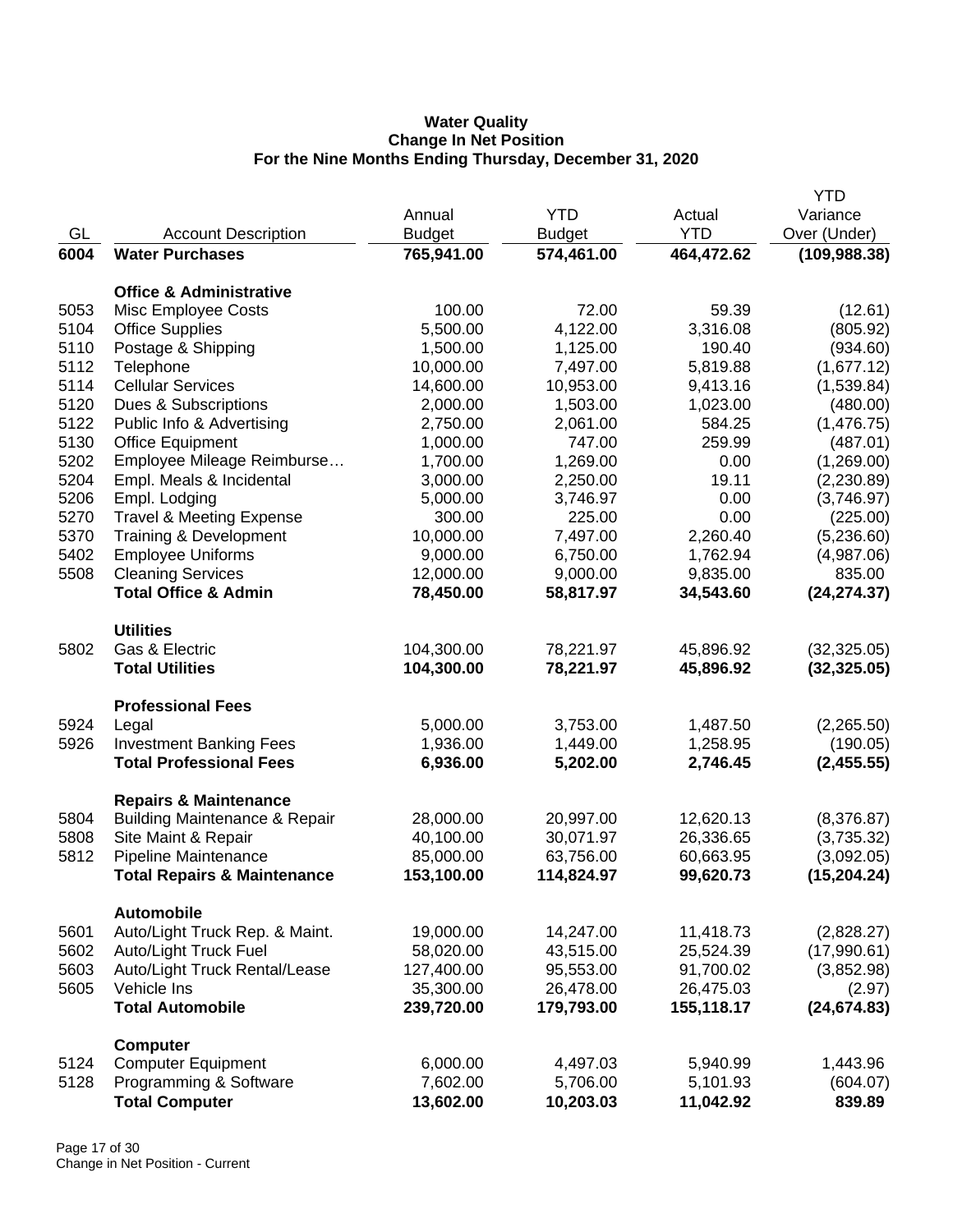**Water Quality**
**Change In Net Position**
**For the Nine Months Ending Thursday, December 31, 2020**

| GL | Account Description | Annual Budget | YTD Budget | Actual YTD | YTD Variance Over (Under) |
|---|---|---|---|---|---|
| **6004** | **Water Purchases** | **765,941.00** | **574,461.00** | **464,472.62** | **(109,988.38)** |
| | **Office & Administrative** | | | | |
| 5053 | Misc Employee Costs | 100.00 | 72.00 | 59.39 | (12.61) |
| 5104 | Office Supplies | 5,500.00 | 4,122.00 | 3,316.08 | (805.92) |
| 5110 | Postage & Shipping | 1,500.00 | 1,125.00 | 190.40 | (934.60) |
| 5112 | Telephone | 10,000.00 | 7,497.00 | 5,819.88 | (1,677.12) |
| 5114 | Cellular Services | 14,600.00 | 10,953.00 | 9,413.16 | (1,539.84) |
| 5120 | Dues & Subscriptions | 2,000.00 | 1,503.00 | 1,023.00 | (480.00) |
| 5122 | Public Info & Advertising | 2,750.00 | 2,061.00 | 584.25 | (1,476.75) |
| 5130 | Office Equipment | 1,000.00 | 747.00 | 259.99 | (487.01) |
| 5202 | Employee Mileage Reimburse… | 1,700.00 | 1,269.00 | 0.00 | (1,269.00) |
| 5204 | Empl. Meals & Incidental | 3,000.00 | 2,250.00 | 19.11 | (2,230.89) |
| 5206 | Empl. Lodging | 5,000.00 | 3,746.97 | 0.00 | (3,746.97) |
| 5270 | Travel & Meeting Expense | 300.00 | 225.00 | 0.00 | (225.00) |
| 5370 | Training & Development | 10,000.00 | 7,497.00 | 2,260.40 | (5,236.60) |
| 5402 | Employee Uniforms | 9,000.00 | 6,750.00 | 1,762.94 | (4,987.06) |
| 5508 | Cleaning Services | 12,000.00 | 9,000.00 | 9,835.00 | 835.00 |
| | **Total Office & Admin** | **78,450.00** | **58,817.97** | **34,543.60** | **(24,274.37)** |
| | **Utilities** | | | | |
| 5802 | Gas & Electric | 104,300.00 | 78,221.97 | 45,896.92 | (32,325.05) |
| | **Total Utilities** | **104,300.00** | **78,221.97** | **45,896.92** | **(32,325.05)** |
| | **Professional Fees** | | | | |
| 5924 | Legal | 5,000.00 | 3,753.00 | 1,487.50 | (2,265.50) |
| 5926 | Investment Banking Fees | 1,936.00 | 1,449.00 | 1,258.95 | (190.05) |
| | **Total Professional Fees** | **6,936.00** | **5,202.00** | **2,746.45** | **(2,455.55)** |
| | **Repairs & Maintenance** | | | | |
| 5804 | Building Maintenance & Repair | 28,000.00 | 20,997.00 | 12,620.13 | (8,376.87) |
| 5808 | Site Maint & Repair | 40,100.00 | 30,071.97 | 26,336.65 | (3,735.32) |
| 5812 | Pipeline Maintenance | 85,000.00 | 63,756.00 | 60,663.95 | (3,092.05) |
| | **Total Repairs & Maintenance** | **153,100.00** | **114,824.97** | **99,620.73** | **(15,204.24)** |
| | **Automobile** | | | | |
| 5601 | Auto/Light Truck Rep. & Maint. | 19,000.00 | 14,247.00 | 11,418.73 | (2,828.27) |
| 5602 | Auto/Light Truck Fuel | 58,020.00 | 43,515.00 | 25,524.39 | (17,990.61) |
| 5603 | Auto/Light Truck Rental/Lease | 127,400.00 | 95,553.00 | 91,700.02 | (3,852.98) |
| 5605 | Vehicle Ins | 35,300.00 | 26,478.00 | 26,475.03 | (2.97) |
| | **Total Automobile** | **239,720.00** | **179,793.00** | **155,118.17** | **(24,674.83)** |
| | **Computer** | | | | |
| 5124 | Computer Equipment | 6,000.00 | 4,497.03 | 5,940.99 | 1,443.96 |
| 5128 | Programming & Software | 7,602.00 | 5,706.00 | 5,101.93 | (604.07) |
| | **Total Computer** | **13,602.00** | **10,203.03** | **11,042.92** | **839.89** |

Change in Net Position - Current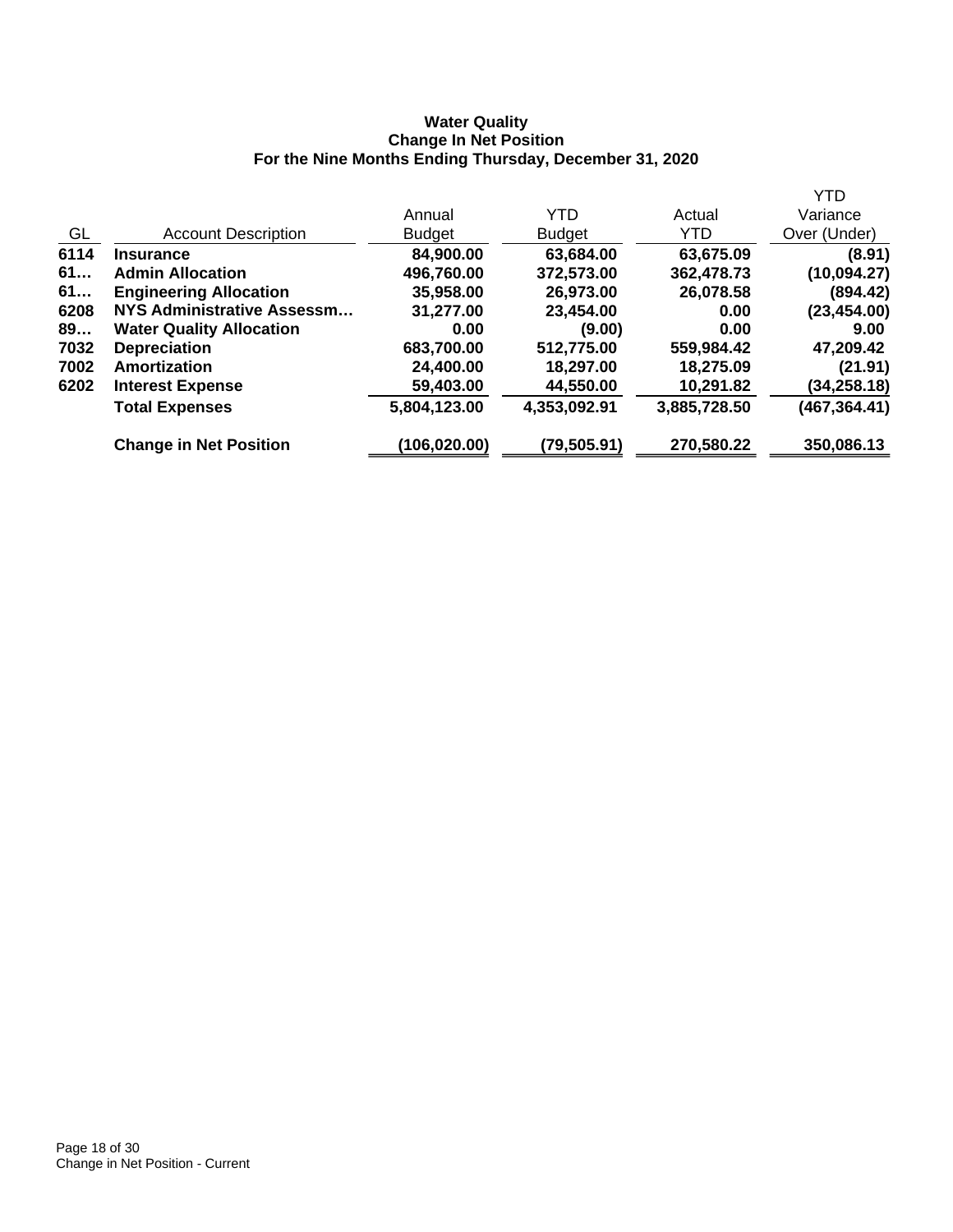**Water Quality**
**Change In Net Position**
**For the Nine Months Ending Thursday, December 31, 2020**

| GL | Account Description | Annual Budget | YTD Budget | Actual YTD | YTD Variance Over (Under) |
|---|---|---|---|---|---|
| **6114** | **Insurance** | **84,900.00** | **63,684.00** | **63,675.09** | **(8.91)** |
| **61…** | **Admin Allocation** | **496,760.00** | **372,573.00** | **362,478.73** | **(10,094.27)** |
| **61…** | **Engineering Allocation** | **35,958.00** | **26,973.00** | **26,078.58** | **(894.42)** |
| **6208** | **NYS Administrative Assessm…** | **31,277.00** | **23,454.00** | **0.00** | **(23,454.00)** |
| **89…** | **Water Quality Allocation** | **0.00** | **(9.00)** | **0.00** | **9.00** |
| **7032** | **Depreciation** | **683,700.00** | **512,775.00** | **559,984.42** | **47,209.42** |
| **7002** | **Amortization** | **24,400.00** | **18,297.00** | **18,275.09** | **(21.91)** |
| **6202** | **Interest Expense** | **59,403.00** | **44,550.00** | **10,291.82** | **(34,258.18)** |
| | **Total Expenses** | **5,804,123.00** | **4,353,092.91** | **3,885,728.50** | **(467,364.41)** |
| | **Change in Net Position** | **(106,020.00)** | **(79,505.91)** | **270,580.22** | **350,086.13** |

Change in Net Position - Current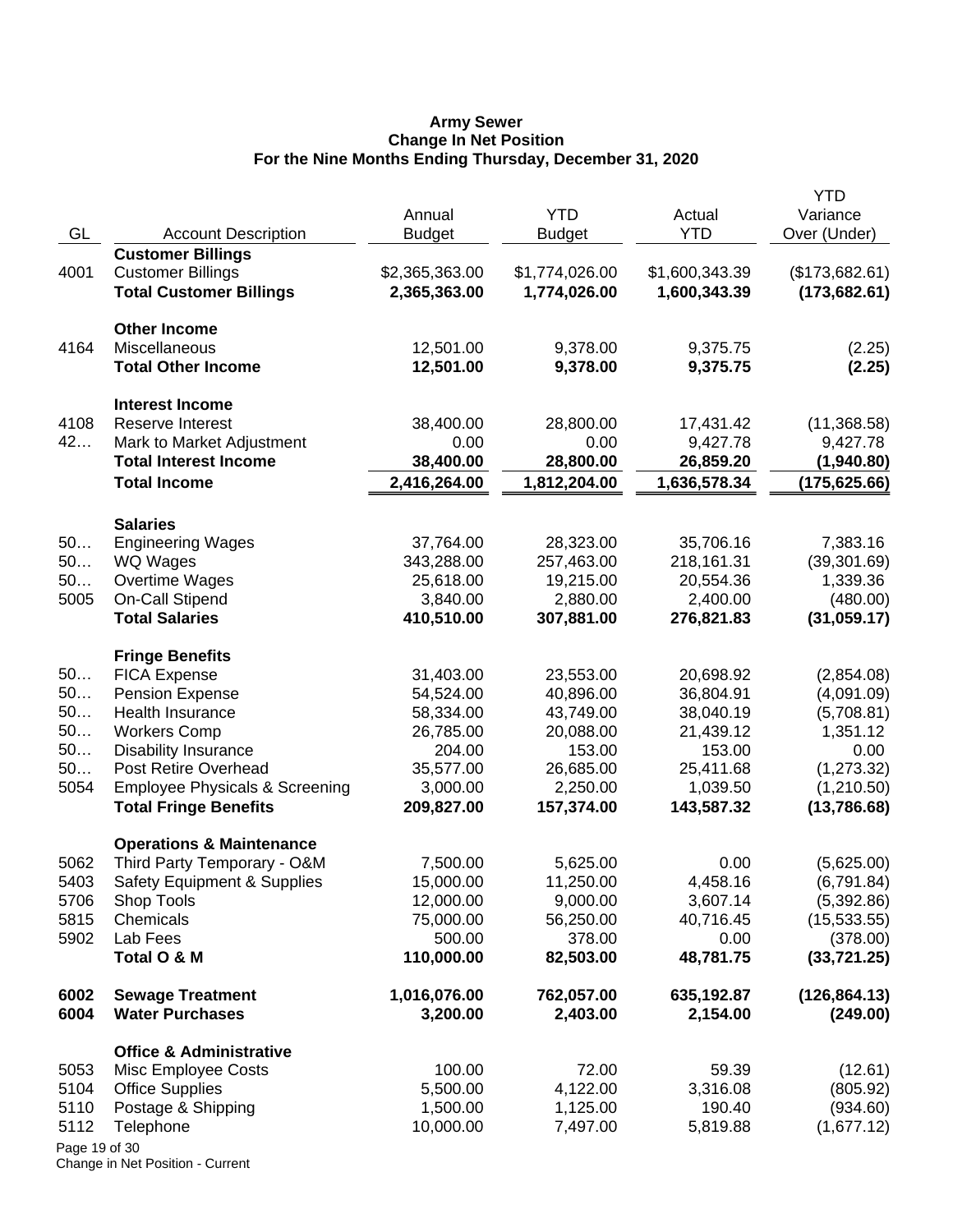**Army Sewer**
**Change In Net Position**
**For the Nine Months Ending Thursday, December 31, 2020**

| GL | Account Description | Annual Budget | YTD Budget | Actual YTD | YTD Variance Over (Under) |
|---|---|---|---|---|---|
| | **Customer Billings** | | | | |
| 4001 | Customer Billings | $2,365,363.00 | $1,774,026.00 | $1,600,343.39 | ($173,682.61) |
| | **Total Customer Billings** | **2,365,363.00** | **1,774,026.00** | **1,600,343.39** | **(173,682.61)** |
| | **Other Income** | | | | |
| 4164 | Miscellaneous | 12,501.00 | 9,378.00 | 9,375.75 | (2.25) |
| | **Total Other Income** | **12,501.00** | **9,378.00** | **9,375.75** | **(2.25)** |
| | **Interest Income** | | | | |
| 4108 | Reserve Interest | 38,400.00 | 28,800.00 | 17,431.42 | (11,368.58) |
| 42… | Mark to Market Adjustment | 0.00 | 0.00 | 9,427.78 | 9,427.78 |
| | **Total Interest Income** | **38,400.00** | **28,800.00** | **26,859.20** | **(1,940.80)** |
| | **Total Income** | **2,416,264.00** | **1,812,204.00** | **1,636,578.34** | **(175,625.66)** |
| | **Salaries** | | | | |
| 50… | Engineering Wages | 37,764.00 | 28,323.00 | 35,706.16 | 7,383.16 |
| 50… | WQ Wages | 343,288.00 | 257,463.00 | 218,161.31 | (39,301.69) |
| 50… | Overtime Wages | 25,618.00 | 19,215.00 | 20,554.36 | 1,339.36 |
| 5005 | On-Call Stipend | 3,840.00 | 2,880.00 | 2,400.00 | (480.00) |
| | **Total Salaries** | **410,510.00** | **307,881.00** | **276,821.83** | **(31,059.17)** |
| | **Fringe Benefits** | | | | |
| 50… | FICA Expense | 31,403.00 | 23,553.00 | 20,698.92 | (2,854.08) |
| 50… | Pension Expense | 54,524.00 | 40,896.00 | 36,804.91 | (4,091.09) |
| 50… | Health Insurance | 58,334.00 | 43,749.00 | 38,040.19 | (5,708.81) |
| 50… | Workers Comp | 26,785.00 | 20,088.00 | 21,439.12 | 1,351.12 |
| 50… | Disability Insurance | 204.00 | 153.00 | 153.00 | 0.00 |
| 50… | Post Retire Overhead | 35,577.00 | 26,685.00 | 25,411.68 | (1,273.32) |
| 5054 | Employee Physicals & Screening | 3,000.00 | 2,250.00 | 1,039.50 | (1,210.50) |
| | **Total Fringe Benefits** | **209,827.00** | **157,374.00** | **143,587.32** | **(13,786.68)** |
| | **Operations & Maintenance** | | | | |
| 5062 | Third Party Temporary - O&M | 7,500.00 | 5,625.00 | 0.00 | (5,625.00) |
| 5403 | Safety Equipment & Supplies | 15,000.00 | 11,250.00 | 4,458.16 | (6,791.84) |
| 5706 | Shop Tools | 12,000.00 | 9,000.00 | 3,607.14 | (5,392.86) |
| 5815 | Chemicals | 75,000.00 | 56,250.00 | 40,716.45 | (15,533.55) |
| 5902 | Lab Fees | 500.00 | 378.00 | 0.00 | (378.00) |
| | **Total O & M** | **110,000.00** | **82,503.00** | **48,781.75** | **(33,721.25)** |
| **6002** | **Sewage Treatment** | **1,016,076.00** | **762,057.00** | **635,192.87** | **(126,864.13)** |
| **6004** | **Water Purchases** | **3,200.00** | **2,403.00** | **2,154.00** | **(249.00)** |
| | **Office & Administrative** | | | | |
| 5053 | Misc Employee Costs | 100.00 | 72.00 | 59.39 | (12.61) |
| 5104 | Office Supplies | 5,500.00 | 4,122.00 | 3,316.08 | (805.92) |
| 5110 | Postage & Shipping | 1,500.00 | 1,125.00 | 190.40 | (934.60) |
| 5112 | Telephone | 10,000.00 | 7,497.00 | 5,819.88 | (1,677.12) |

Change in Net Position - Current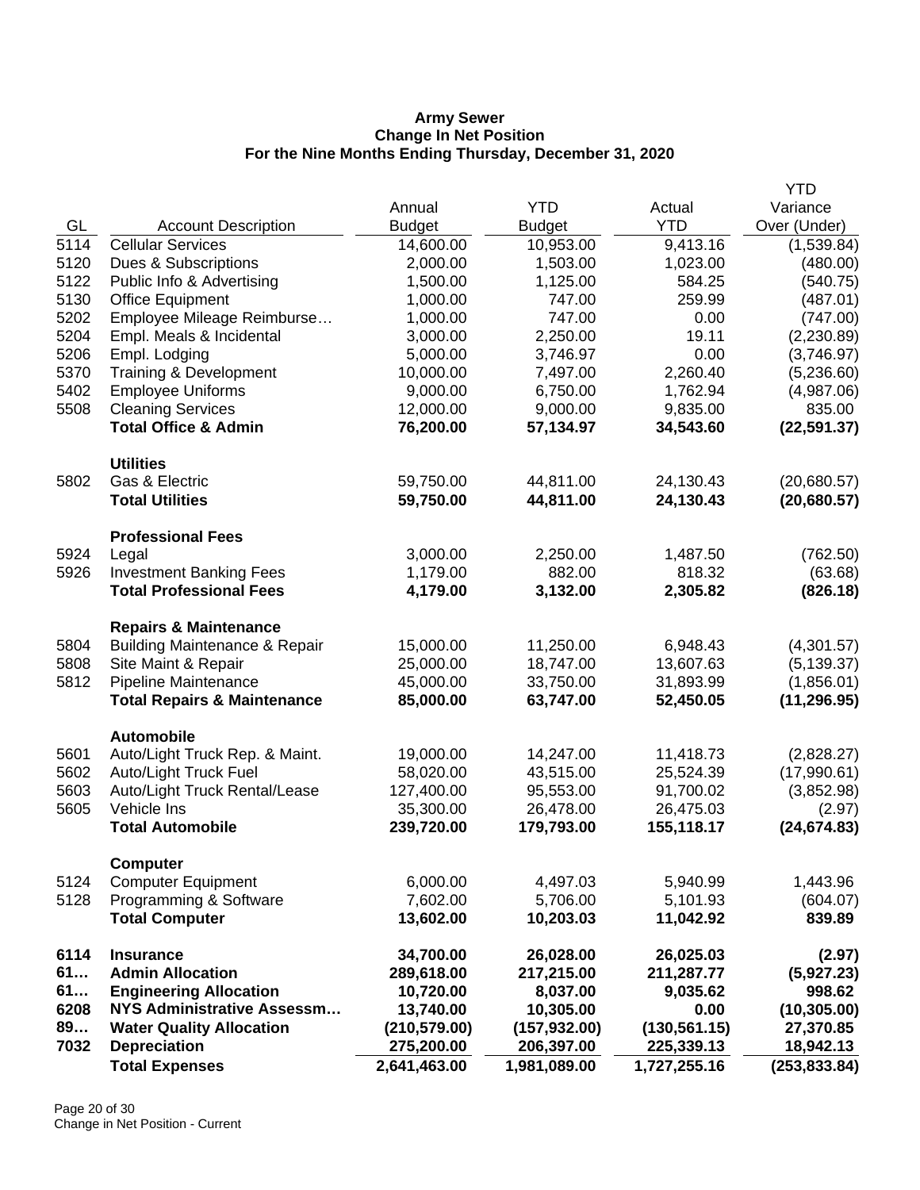**Army Sewer**
**Change In Net Position**
**For the Nine Months Ending Thursday, December 31, 2020**

| GL | Account Description | Annual Budget | YTD Budget | Actual YTD | YTD Variance Over (Under) |
|---|---|---|---|---|---|
| 5114 | Cellular Services | 14,600.00 | 10,953.00 | 9,413.16 | (1,539.84) |
| 5120 | Dues & Subscriptions | 2,000.00 | 1,503.00 | 1,023.00 | (480.00) |
| 5122 | Public Info & Advertising | 1,500.00 | 1,125.00 | 584.25 | (540.75) |
| 5130 | Office Equipment | 1,000.00 | 747.00 | 259.99 | (487.01) |
| 5202 | Employee Mileage Reimburse… | 1,000.00 | 747.00 | 0.00 | (747.00) |
| 5204 | Empl. Meals & Incidental | 3,000.00 | 2,250.00 | 19.11 | (2,230.89) |
| 5206 | Empl. Lodging | 5,000.00 | 3,746.97 | 0.00 | (3,746.97) |
| 5370 | Training & Development | 10,000.00 | 7,497.00 | 2,260.40 | (5,236.60) |
| 5402 | Employee Uniforms | 9,000.00 | 6,750.00 | 1,762.94 | (4,987.06) |
| 5508 | Cleaning Services | 12,000.00 | 9,000.00 | 9,835.00 | 835.00 |
| | **Total Office & Admin** | **76,200.00** | **57,134.97** | **34,543.60** | **(22,591.37)** |
| | **Utilities** | | | | |
| 5802 | Gas & Electric | 59,750.00 | 44,811.00 | 24,130.43 | (20,680.57) |
| | **Total Utilities** | **59,750.00** | **44,811.00** | **24,130.43** | **(20,680.57)** |
| | **Professional Fees** | | | | |
| 5924 | Legal | 3,000.00 | 2,250.00 | 1,487.50 | (762.50) |
| 5926 | Investment Banking Fees | 1,179.00 | 882.00 | 818.32 | (63.68) |
| | **Total Professional Fees** | **4,179.00** | **3,132.00** | **2,305.82** | **(826.18)** |
| | **Repairs & Maintenance** | | | | |
| 5804 | Building Maintenance & Repair | 15,000.00 | 11,250.00 | 6,948.43 | (4,301.57) |
| 5808 | Site Maint & Repair | 25,000.00 | 18,747.00 | 13,607.63 | (5,139.37) |
| 5812 | Pipeline Maintenance | 45,000.00 | 33,750.00 | 31,893.99 | (1,856.01) |
| | **Total Repairs & Maintenance** | **85,000.00** | **63,747.00** | **52,450.05** | **(11,296.95)** |
| | **Automobile** | | | | |
| 5601 | Auto/Light Truck Rep. & Maint. | 19,000.00 | 14,247.00 | 11,418.73 | (2,828.27) |
| 5602 | Auto/Light Truck Fuel | 58,020.00 | 43,515.00 | 25,524.39 | (17,990.61) |
| 5603 | Auto/Light Truck Rental/Lease | 127,400.00 | 95,553.00 | 91,700.02 | (3,852.98) |
| 5605 | Vehicle Ins | 35,300.00 | 26,478.00 | 26,475.03 | (2.97) |
| | **Total Automobile** | **239,720.00** | **179,793.00** | **155,118.17** | **(24,674.83)** |
| | **Computer** | | | | |
| 5124 | Computer Equipment | 6,000.00 | 4,497.03 | 5,940.99 | 1,443.96 |
| 5128 | Programming & Software | 7,602.00 | 5,706.00 | 5,101.93 | (604.07) |
| | **Total Computer** | **13,602.00** | **10,203.03** | **11,042.92** | **839.89** |
| **6114** | **Insurance** | **34,700.00** | **26,028.00** | **26,025.03** | **(2.97)** |
| **61…** | **Admin Allocation** | **289,618.00** | **217,215.00** | **211,287.77** | **(5,927.23)** |
| **61…** | **Engineering Allocation** | **10,720.00** | **8,037.00** | **9,035.62** | **998.62** |
| **6208** | **NYS Administrative Assessm…** | **13,740.00** | **10,305.00** | **0.00** | **(10,305.00)** |
| **89…** | **Water Quality Allocation** | **(210,579.00)** | **(157,932.00)** | **(130,561.15)** | **27,370.85** |
| **7032** | **Depreciation** | **275,200.00** | **206,397.00** | **225,339.13** | **18,942.13** |
| | **Total Expenses** | **2,641,463.00** | **1,981,089.00** | **1,727,255.16** | **(253,833.84)** |

Change in Net Position - Current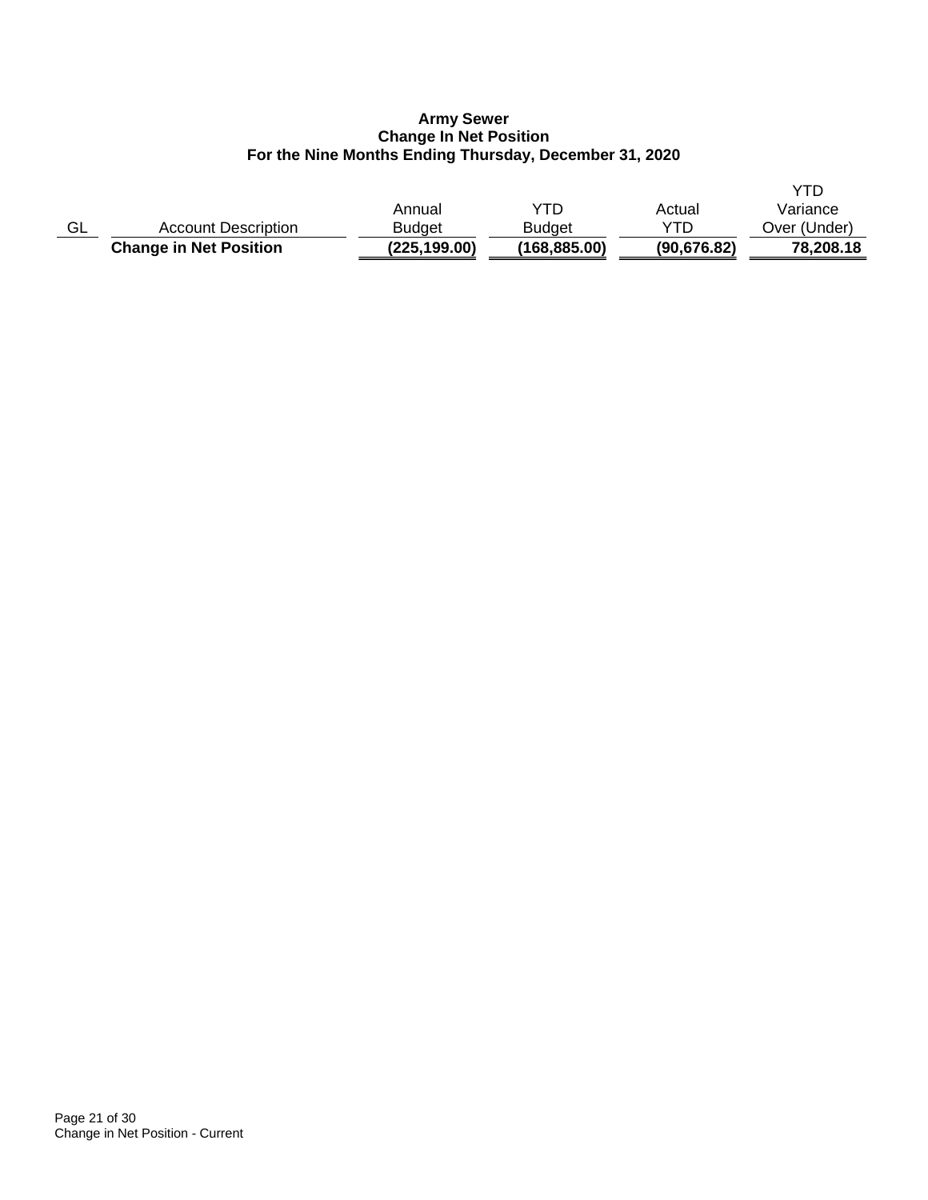**Army Sewer**
**Change In Net Position**
**For the Nine Months Ending Thursday, December 31, 2020**

| GL | Account Description | Annual Budget | YTD Budget | Actual YTD | YTD Variance Over (Under) |
|---|---|---|---|---|---|
| | **Change in Net Position** | **(225,199.00)** | **(168,885.00)** | **(90,676.82)** | **78,208.18** |

Change in Net Position - Current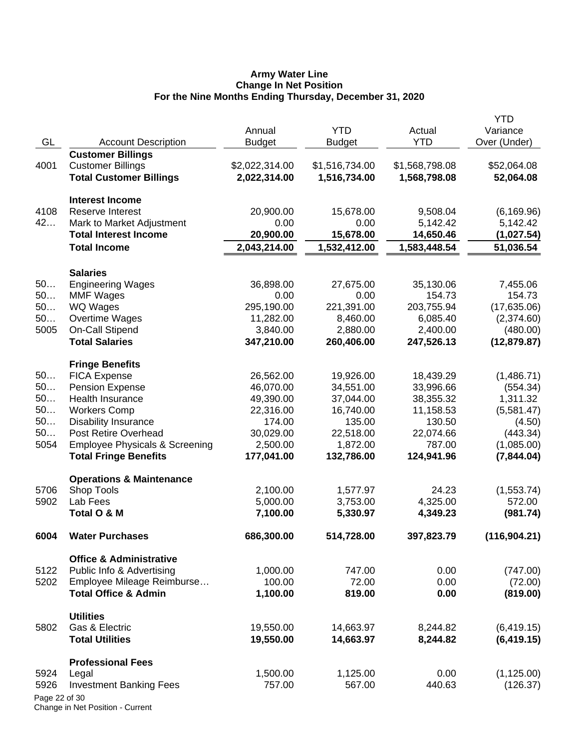**Army Water Line**
**Change In Net Position**
**For the Nine Months Ending Thursday, December 31, 2020**

| GL | Account Description | Annual Budget | YTD Budget | Actual YTD | YTD Variance Over (Under) |
|---|---|---|---|---|---|
| | **Customer Billings** | | | | |
| 4001 | Customer Billings | $2,022,314.00 | $1,516,734.00 | $1,568,798.08 | $52,064.08 |
| | **Total Customer Billings** | **2,022,314.00** | **1,516,734.00** | **1,568,798.08** | **52,064.08** |
| | **Interest Income** | | | | |
| 4108 | Reserve Interest | 20,900.00 | 15,678.00 | 9,508.04 | (6,169.96) |
| 42… | Mark to Market Adjustment | 0.00 | 0.00 | 5,142.42 | 5,142.42 |
| | **Total Interest Income** | **20,900.00** | **15,678.00** | **14,650.46** | **(1,027.54)** |
| | **Total Income** | **2,043,214.00** | **1,532,412.00** | **1,583,448.54** | **51,036.54** |
| | **Salaries** | | | | |
| 50… | Engineering Wages | 36,898.00 | 27,675.00 | 35,130.06 | 7,455.06 |
| 50… | MMF Wages | 0.00 | 0.00 | 154.73 | 154.73 |
| 50… | WQ Wages | 295,190.00 | 221,391.00 | 203,755.94 | (17,635.06) |
| 50… | Overtime Wages | 11,282.00 | 8,460.00 | 6,085.40 | (2,374.60) |
| 5005 | On-Call Stipend | 3,840.00 | 2,880.00 | 2,400.00 | (480.00) |
| | **Total Salaries** | **347,210.00** | **260,406.00** | **247,526.13** | **(12,879.87)** |
| | **Fringe Benefits** | | | | |
| 50… | FICA Expense | 26,562.00 | 19,926.00 | 18,439.29 | (1,486.71) |
| 50… | Pension Expense | 46,070.00 | 34,551.00 | 33,996.66 | (554.34) |
| 50… | Health Insurance | 49,390.00 | 37,044.00 | 38,355.32 | 1,311.32 |
| 50… | Workers Comp | 22,316.00 | 16,740.00 | 11,158.53 | (5,581.47) |
| 50… | Disability Insurance | 174.00 | 135.00 | 130.50 | (4.50) |
| 50… | Post Retire Overhead | 30,029.00 | 22,518.00 | 22,074.66 | (443.34) |
| 5054 | Employee Physicals & Screening | 2,500.00 | 1,872.00 | 787.00 | (1,085.00) |
| | **Total Fringe Benefits** | **177,041.00** | **132,786.00** | **124,941.96** | **(7,844.04)** |
| | **Operations & Maintenance** | | | | |
| 5706 | Shop Tools | 2,100.00 | 1,577.97 | 24.23 | (1,553.74) |
| 5902 | Lab Fees | 5,000.00 | 3,753.00 | 4,325.00 | 572.00 |
| | **Total O & M** | **7,100.00** | **5,330.97** | **4,349.23** | **(981.74)** |
| **6004** | **Water Purchases** | **686,300.00** | **514,728.00** | **397,823.79** | **(116,904.21)** |
| | **Office & Administrative** | | | | |
| 5122 | Public Info & Advertising | 1,000.00 | 747.00 | 0.00 | (747.00) |
| 5202 | Employee Mileage Reimburse… | 100.00 | 72.00 | 0.00 | (72.00) |
| | **Total Office & Admin** | **1,100.00** | **819.00** | **0.00** | **(819.00)** |
| | **Utilities** | | | | |
| 5802 | Gas & Electric | 19,550.00 | 14,663.97 | 8,244.82 | (6,419.15) |
| | **Total Utilities** | **19,550.00** | **14,663.97** | **8,244.82** | **(6,419.15)** |
| | **Professional Fees** | | | | |
| 5924 | Legal | 1,500.00 | 1,125.00 | 0.00 | (1,125.00) |
| 5926 | Investment Banking Fees | 757.00 | 567.00 | 440.63 | (126.37) |

Change in Net Position - Current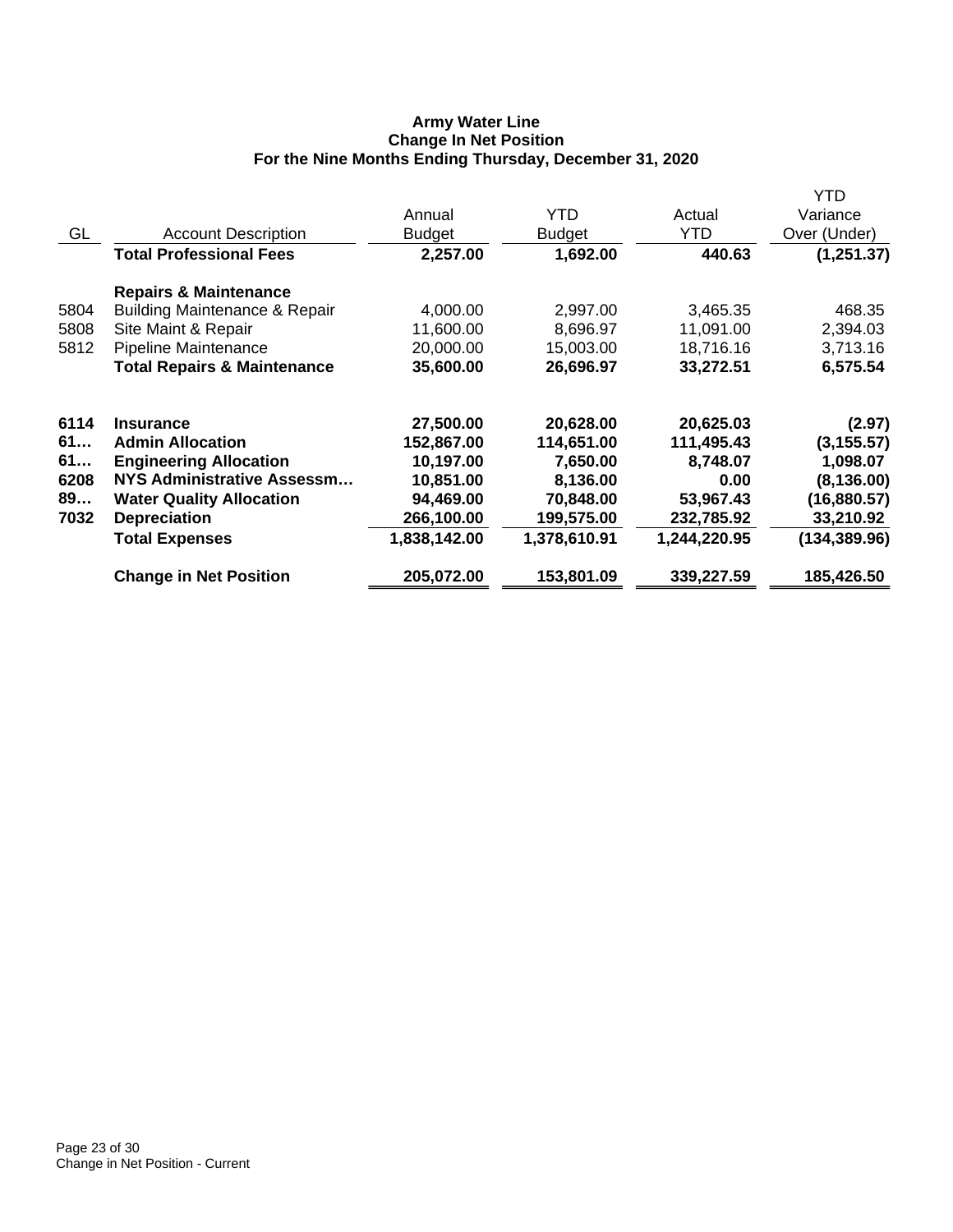# Army Water Line
## Change In Net Position
### For the Nine Months Ending Thursday, December 31, 2020

| GL | Account Description | Annual Budget | YTD Budget | Actual YTD | YTD Variance Over (Under) |
|---|---|---|---|---|---|
| | **Total Professional Fees** | **2,257.00** | **1,692.00** | **440.63** | **(1,251.37)** |
| | **Repairs & Maintenance** | | | | |
| 5804 | Building Maintenance & Repair | 4,000.00 | 2,997.00 | 3,465.35 | 468.35 |
| 5808 | Site Maint & Repair | 11,600.00 | 8,696.97 | 11,091.00 | 2,394.03 |
| 5812 | Pipeline Maintenance | 20,000.00 | 15,003.00 | 18,716.16 | 3,713.16 |
| | **Total Repairs & Maintenance** | **35,600.00** | **26,696.97** | **33,272.51** | **6,575.54** |
| **6114** | **Insurance** | **27,500.00** | **20,628.00** | **20,625.03** | **(2.97)** |
| **61…** | **Admin Allocation** | **152,867.00** | **114,651.00** | **111,495.43** | **(3,155.57)** |
| **61…** | **Engineering Allocation** | **10,197.00** | **7,650.00** | **8,748.07** | **1,098.07** |
| **6208** | **NYS Administrative Assessm…** | **10,851.00** | **8,136.00** | **0.00** | **(8,136.00)** |
| **89…** | **Water Quality Allocation** | **94,469.00** | **70,848.00** | **53,967.43** | **(16,880.57)** |
| **7032** | **Depreciation** | **266,100.00** | **199,575.00** | **232,785.92** | **33,210.92** |
| | **Total Expenses** | **1,838,142.00** | **1,378,610.91** | **1,244,220.95** | **(134,389.96)** |
| | **Change in Net Position** | **205,072.00** | **153,801.09** | **339,227.59** | **185,426.50** |

Change in Net Position - Current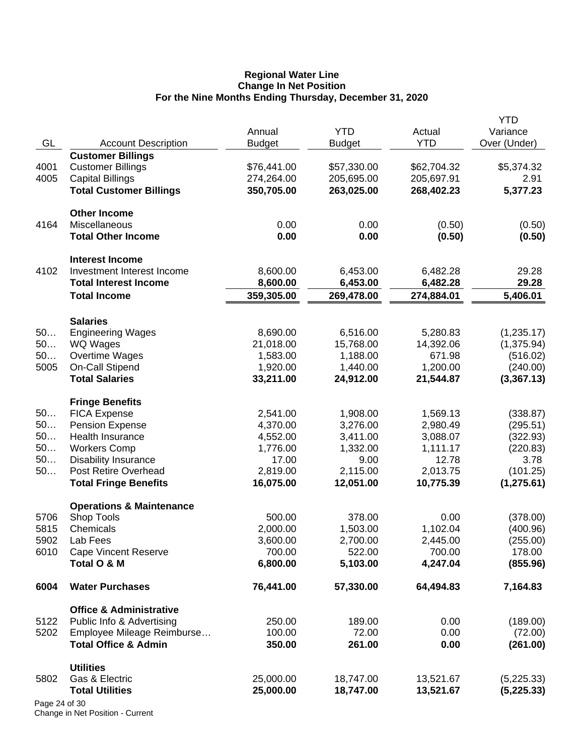**Regional Water Line**
**Change In Net Position**
**For the Nine Months Ending Thursday, December 31, 2020**

| GL | Account Description | Annual Budget | YTD Budget | Actual YTD | YTD Variance Over (Under) |
|---|---|---|---|---|---|
| | **Customer Billings** | | | | |
| 4001 | Customer Billings | $76,441.00 | $57,330.00 | $62,704.32 | $5,374.32 |
| 4005 | Capital Billings | 274,264.00 | 205,695.00 | 205,697.91 | 2.91 |
| | **Total Customer Billings** | **350,705.00** | **263,025.00** | **268,402.23** | **5,377.23** |
| | **Other Income** | | | | |
| 4164 | Miscellaneous | 0.00 | 0.00 | (0.50) | (0.50) |
| | **Total Other Income** | **0.00** | **0.00** | **(0.50)** | **(0.50)** |
| | **Interest Income** | | | | |
| 4102 | Investment Interest Income | 8,600.00 | 6,453.00 | 6,482.28 | 29.28 |
| | **Total Interest Income** | **8,600.00** | **6,453.00** | **6,482.28** | **29.28** |
| | **Total Income** | **359,305.00** | **269,478.00** | **274,884.01** | **5,406.01** |
| | **Salaries** | | | | |
| 50… | Engineering Wages | 8,690.00 | 6,516.00 | 5,280.83 | (1,235.17) |
| 50… | WQ Wages | 21,018.00 | 15,768.00 | 14,392.06 | (1,375.94) |
| 50… | Overtime Wages | 1,583.00 | 1,188.00 | 671.98 | (516.02) |
| 5005 | On-Call Stipend | 1,920.00 | 1,440.00 | 1,200.00 | (240.00) |
| | **Total Salaries** | **33,211.00** | **24,912.00** | **21,544.87** | **(3,367.13)** |
| | **Fringe Benefits** | | | | |
| 50… | FICA Expense | 2,541.00 | 1,908.00 | 1,569.13 | (338.87) |
| 50… | Pension Expense | 4,370.00 | 3,276.00 | 2,980.49 | (295.51) |
| 50… | Health Insurance | 4,552.00 | 3,411.00 | 3,088.07 | (322.93) |
| 50… | Workers Comp | 1,776.00 | 1,332.00 | 1,111.17 | (220.83) |
| 50… | Disability Insurance | 17.00 | 9.00 | 12.78 | 3.78 |
| 50… | Post Retire Overhead | 2,819.00 | 2,115.00 | 2,013.75 | (101.25) |
| | **Total Fringe Benefits** | **16,075.00** | **12,051.00** | **10,775.39** | **(1,275.61)** |
| | **Operations & Maintenance** | | | | |
| 5706 | Shop Tools | 500.00 | 378.00 | 0.00 | (378.00) |
| 5815 | Chemicals | 2,000.00 | 1,503.00 | 1,102.04 | (400.96) |
| 5902 | Lab Fees | 3,600.00 | 2,700.00 | 2,445.00 | (255.00) |
| 6010 | Cape Vincent Reserve | 700.00 | 522.00 | 700.00 | 178.00 |
| | **Total O & M** | **6,800.00** | **5,103.00** | **4,247.04** | **(855.96)** |
| **6004** | **Water Purchases** | **76,441.00** | **57,330.00** | **64,494.83** | **7,164.83** |
| | **Office & Administrative** | | | | |
| 5122 | Public Info & Advertising | 250.00 | 189.00 | 0.00 | (189.00) |
| 5202 | Employee Mileage Reimburse… | 100.00 | 72.00 | 0.00 | (72.00) |
| | **Total Office & Admin** | **350.00** | **261.00** | **0.00** | **(261.00)** |
| | **Utilities** | | | | |
| 5802 | Gas & Electric | 25,000.00 | 18,747.00 | 13,521.67 | (5,225.33) |
| | **Total Utilities** | **25,000.00** | **18,747.00** | **13,521.67** | **(5,225.33)** |

Change in Net Position - Current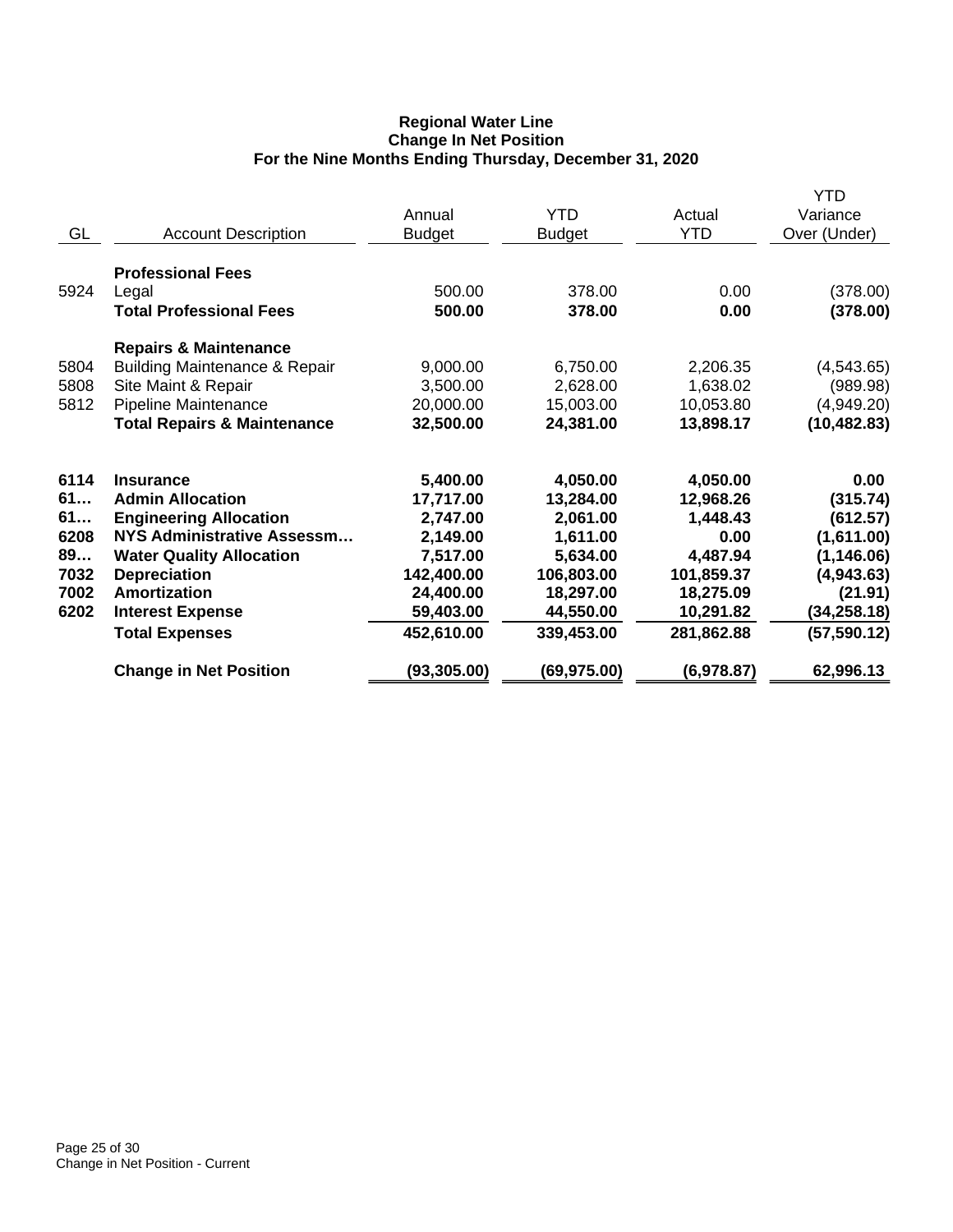**Regional Water Line**
**Change In Net Position**
**For the Nine Months Ending Thursday, December 31, 2020**

| GL | Account Description | Annual Budget | YTD Budget | Actual YTD | YTD Variance Over (Under) |
|---|---|---|---|---|---|
| | **Professional Fees** | | | | |
| 5924 | Legal | 500.00 | 378.00 | 0.00 | (378.00) |
| | **Total Professional Fees** | **500.00** | **378.00** | **0.00** | **(378.00)** |
| | **Repairs & Maintenance** | | | | |
| 5804 | Building Maintenance & Repair | 9,000.00 | 6,750.00 | 2,206.35 | (4,543.65) |
| 5808 | Site Maint & Repair | 3,500.00 | 2,628.00 | 1,638.02 | (989.98) |
| 5812 | Pipeline Maintenance | 20,000.00 | 15,003.00 | 10,053.80 | (4,949.20) |
| | **Total Repairs & Maintenance** | **32,500.00** | **24,381.00** | **13,898.17** | **(10,482.83)** |
| **6114** | **Insurance** | **5,400.00** | **4,050.00** | **4,050.00** | **0.00** |
| **61…** | **Admin Allocation** | **17,717.00** | **13,284.00** | **12,968.26** | **(315.74)** |
| **61…** | **Engineering Allocation** | **2,747.00** | **2,061.00** | **1,448.43** | **(612.57)** |
| **6208** | **NYS Administrative Assessm…** | **2,149.00** | **1,611.00** | **0.00** | **(1,611.00)** |
| **89…** | **Water Quality Allocation** | **7,517.00** | **5,634.00** | **4,487.94** | **(1,146.06)** |
| **7032** | **Depreciation** | **142,400.00** | **106,803.00** | **101,859.37** | **(4,943.63)** |
| **7002** | **Amortization** | **24,400.00** | **18,297.00** | **18,275.09** | **(21.91)** |
| **6202** | **Interest Expense** | **59,403.00** | **44,550.00** | **10,291.82** | **(34,258.18)** |
| | **Total Expenses** | **452,610.00** | **339,453.00** | **281,862.88** | **(57,590.12)** |
| | **Change in Net Position** | **(93,305.00)** | **(69,975.00)** | **(6,978.87)** | **62,996.13** |

Change in Net Position - Current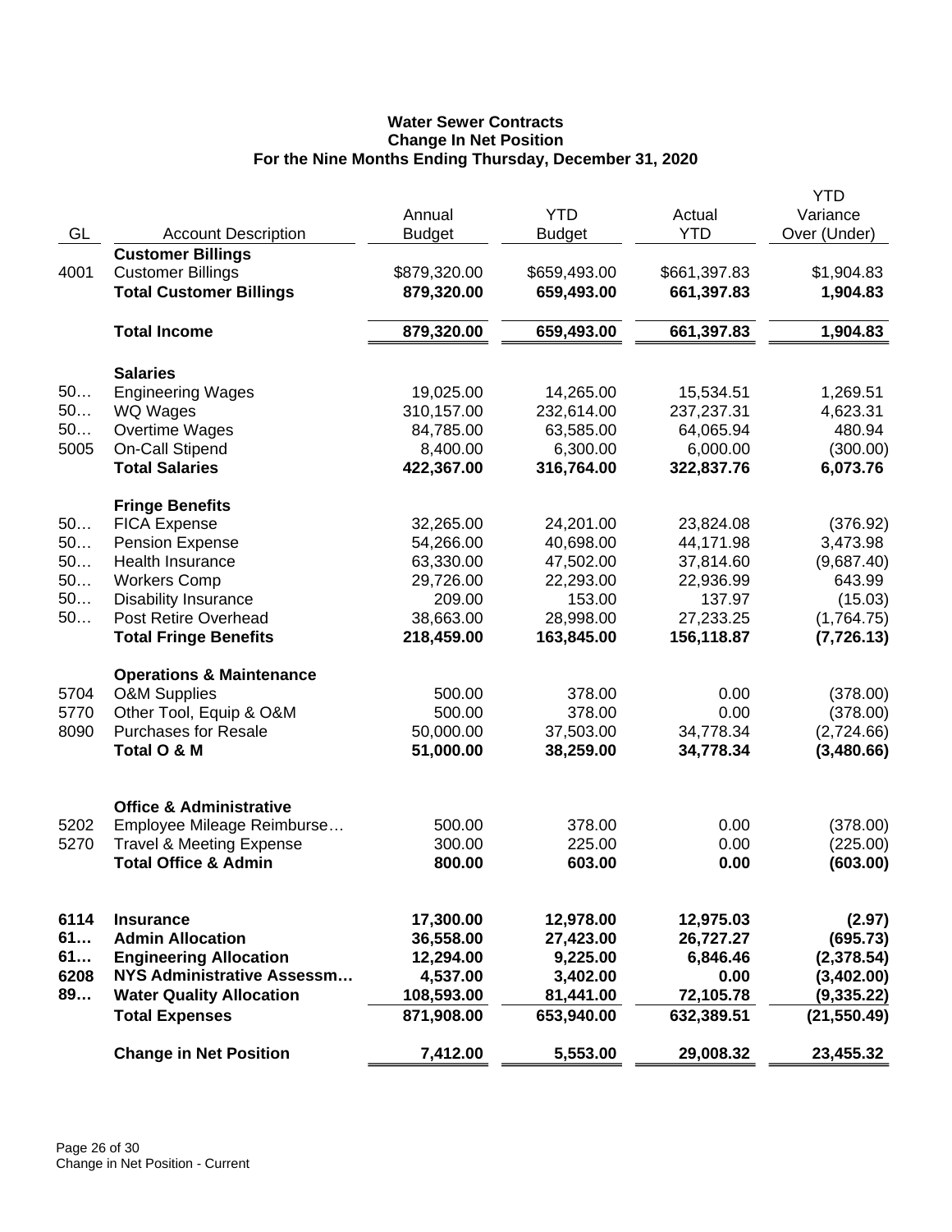# Water Sewer Contracts
## Change In Net Position
### For the Nine Months Ending Thursday, December 31, 2020

| GL | Account Description | Annual Budget | YTD Budget | Actual YTD | YTD Variance Over (Under) |
|---|---|---|---|---|---|
| | **Customer Billings** | | | | |
| 4001 | Customer Billings | $879,320.00 | $659,493.00 | $661,397.83 | $1,904.83 |
| | **Total Customer Billings** | **879,320.00** | **659,493.00** | **661,397.83** | **1,904.83** |
| | **Total Income** | **879,320.00** | **659,493.00** | **661,397.83** | **1,904.83** |
| | **Salaries** | | | | |
| 50… | Engineering Wages | 19,025.00 | 14,265.00 | 15,534.51 | 1,269.51 |
| 50… | WQ Wages | 310,157.00 | 232,614.00 | 237,237.31 | 4,623.31 |
| 50… | Overtime Wages | 84,785.00 | 63,585.00 | 64,065.94 | 480.94 |
| 5005 | On-Call Stipend | 8,400.00 | 6,300.00 | 6,000.00 | (300.00) |
| | **Total Salaries** | **422,367.00** | **316,764.00** | **322,837.76** | **6,073.76** |
| | **Fringe Benefits** | | | | |
| 50… | FICA Expense | 32,265.00 | 24,201.00 | 23,824.08 | (376.92) |
| 50… | Pension Expense | 54,266.00 | 40,698.00 | 44,171.98 | 3,473.98 |
| 50… | Health Insurance | 63,330.00 | 47,502.00 | 37,814.60 | (9,687.40) |
| 50… | Workers Comp | 29,726.00 | 22,293.00 | 22,936.99 | 643.99 |
| 50… | Disability Insurance | 209.00 | 153.00 | 137.97 | (15.03) |
| 50… | Post Retire Overhead | 38,663.00 | 28,998.00 | 27,233.25 | (1,764.75) |
| | **Total Fringe Benefits** | **218,459.00** | **163,845.00** | **156,118.87** | **(7,726.13)** |
| | **Operations & Maintenance** | | | | |
| 5704 | O&M Supplies | 500.00 | 378.00 | 0.00 | (378.00) |
| 5770 | Other Tool, Equip & O&M | 500.00 | 378.00 | 0.00 | (378.00) |
| 8090 | Purchases for Resale | 50,000.00 | 37,503.00 | 34,778.34 | (2,724.66) |
| | **Total O & M** | **51,000.00** | **38,259.00** | **34,778.34** | **(3,480.66)** |
| | **Office & Administrative** | | | | |
| 5202 | Employee Mileage Reimburse… | 500.00 | 378.00 | 0.00 | (378.00) |
| 5270 | Travel & Meeting Expense | 300.00 | 225.00 | 0.00 | (225.00) |
| | **Total Office & Admin** | **800.00** | **603.00** | **0.00** | **(603.00)** |
| **6114** | **Insurance** | **17,300.00** | **12,978.00** | **12,975.03** | **(2.97)** |
| **61…** | **Admin Allocation** | **36,558.00** | **27,423.00** | **26,727.27** | **(695.73)** |
| **61…** | **Engineering Allocation** | **12,294.00** | **9,225.00** | **6,846.46** | **(2,378.54)** |
| **6208** | **NYS Administrative Assessm…** | **4,537.00** | **3,402.00** | **0.00** | **(3,402.00)** |
| **89…** | **Water Quality Allocation** | **108,593.00** | **81,441.00** | **72,105.78** | **(9,335.22)** |
| | **Total Expenses** | **871,908.00** | **653,940.00** | **632,389.51** | **(21,550.49)** |
| | **Change in Net Position** | **7,412.00** | **5,553.00** | **29,008.32** | **23,455.32** |

Change in Net Position - Current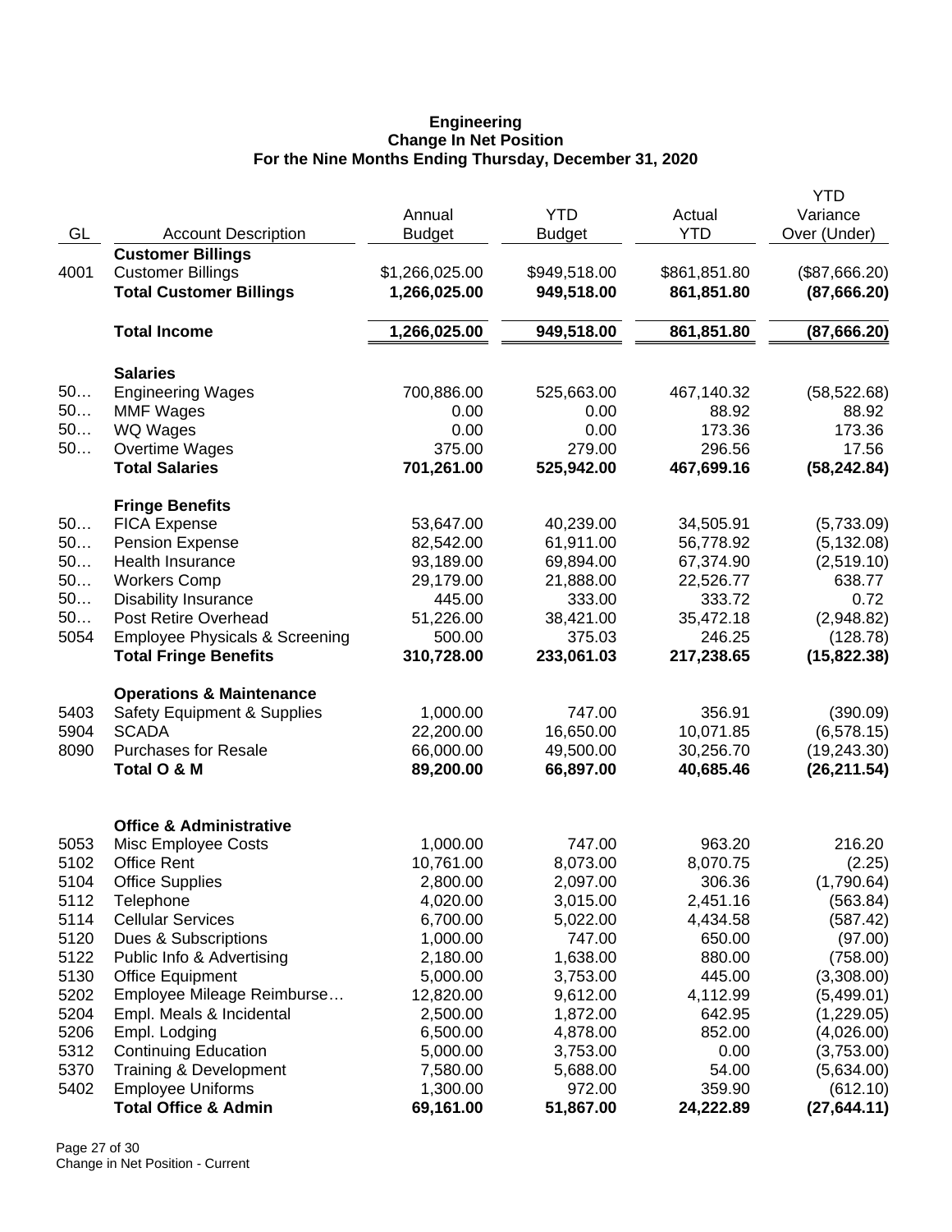**Engineering**
**Change In Net Position**
**For the Nine Months Ending Thursday, December 31, 2020**

| GL | Account Description | Annual Budget | YTD Budget | Actual YTD | YTD Variance Over (Under) |
|---|---|---|---|---|---|
| | **Customer Billings** | | | | |
| 4001 | Customer Billings | $1,266,025.00 | $949,518.00 | $861,851.80 | ($87,666.20) |
| | **Total Customer Billings** | **1,266,025.00** | **949,518.00** | **861,851.80** | **(87,666.20)** |
| | **Total Income** | **1,266,025.00** | **949,518.00** | **861,851.80** | **(87,666.20)** |
| | **Salaries** | | | | |
| 50… | Engineering Wages | 700,886.00 | 525,663.00 | 467,140.32 | (58,522.68) |
| 50… | MMF Wages | 0.00 | 0.00 | 88.92 | 88.92 |
| 50… | WQ Wages | 0.00 | 0.00 | 173.36 | 173.36 |
| 50… | Overtime Wages | 375.00 | 279.00 | 296.56 | 17.56 |
| | **Total Salaries** | **701,261.00** | **525,942.00** | **467,699.16** | **(58,242.84)** |
| | **Fringe Benefits** | | | | |
| 50… | FICA Expense | 53,647.00 | 40,239.00 | 34,505.91 | (5,733.09) |
| 50… | Pension Expense | 82,542.00 | 61,911.00 | 56,778.92 | (5,132.08) |
| 50… | Health Insurance | 93,189.00 | 69,894.00 | 67,374.90 | (2,519.10) |
| 50… | Workers Comp | 29,179.00 | 21,888.00 | 22,526.77 | 638.77 |
| 50… | Disability Insurance | 445.00 | 333.00 | 333.72 | 0.72 |
| 50… | Post Retire Overhead | 51,226.00 | 38,421.00 | 35,472.18 | (2,948.82) |
| 5054 | Employee Physicals & Screening | 500.00 | 375.03 | 246.25 | (128.78) |
| | **Total Fringe Benefits** | **310,728.00** | **233,061.03** | **217,238.65** | **(15,822.38)** |
| | **Operations & Maintenance** | | | | |
| 5403 | Safety Equipment & Supplies | 1,000.00 | 747.00 | 356.91 | (390.09) |
| 5904 | SCADA | 22,200.00 | 16,650.00 | 10,071.85 | (6,578.15) |
| 8090 | Purchases for Resale | 66,000.00 | 49,500.00 | 30,256.70 | (19,243.30) |
| | **Total O & M** | **89,200.00** | **66,897.00** | **40,685.46** | **(26,211.54)** |
| | **Office & Administrative** | | | | |
| 5053 | Misc Employee Costs | 1,000.00 | 747.00 | 963.20 | 216.20 |
| 5102 | Office Rent | 10,761.00 | 8,073.00 | 8,070.75 | (2.25) |
| 5104 | Office Supplies | 2,800.00 | 2,097.00 | 306.36 | (1,790.64) |
| 5112 | Telephone | 4,020.00 | 3,015.00 | 2,451.16 | (563.84) |
| 5114 | Cellular Services | 6,700.00 | 5,022.00 | 4,434.58 | (587.42) |
| 5120 | Dues & Subscriptions | 1,000.00 | 747.00 | 650.00 | (97.00) |
| 5122 | Public Info & Advertising | 2,180.00 | 1,638.00 | 880.00 | (758.00) |
| 5130 | Office Equipment | 5,000.00 | 3,753.00 | 445.00 | (3,308.00) |
| 5202 | Employee Mileage Reimburse… | 12,820.00 | 9,612.00 | 4,112.99 | (5,499.01) |
| 5204 | Empl. Meals & Incidental | 2,500.00 | 1,872.00 | 642.95 | (1,229.05) |
| 5206 | Empl. Lodging | 6,500.00 | 4,878.00 | 852.00 | (4,026.00) |
| 5312 | Continuing Education | 5,000.00 | 3,753.00 | 0.00 | (3,753.00) |
| 5370 | Training & Development | 7,580.00 | 5,688.00 | 54.00 | (5,634.00) |
| 5402 | Employee Uniforms | 1,300.00 | 972.00 | 359.90 | (612.10) |
| | **Total Office & Admin** | **69,161.00** | **51,867.00** | **24,222.89** | **(27,644.11)** |

Change in Net Position - Current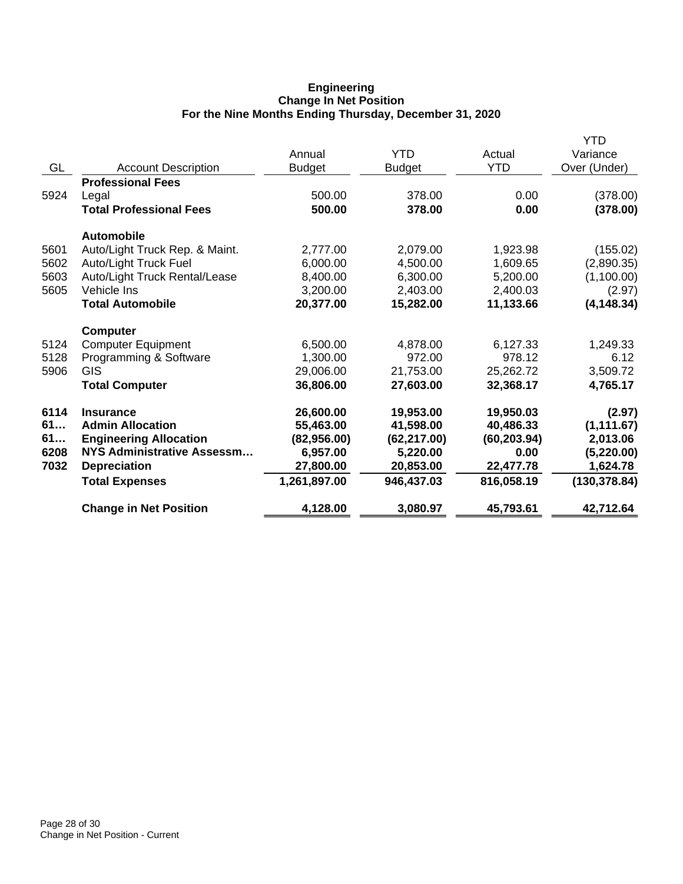# Engineering
## Change In Net Position
### For the Nine Months Ending Thursday, December 31, 2020

| GL | Account Description | Annual Budget | YTD Budget | Actual YTD | YTD Variance Over (Under) |
|---|---|---|---|---|---|
| | **Professional Fees** | | | | |
| 5924 | Legal | 500.00 | 378.00 | 0.00 | (378.00) |
| | **Total Professional Fees** | **500.00** | **378.00** | **0.00** | **(378.00)** |
| | **Automobile** | | | | |
| 5601 | Auto/Light Truck Rep. & Maint. | 2,777.00 | 2,079.00 | 1,923.98 | (155.02) |
| 5602 | Auto/Light Truck Fuel | 6,000.00 | 4,500.00 | 1,609.65 | (2,890.35) |
| 5603 | Auto/Light Truck Rental/Lease | 8,400.00 | 6,300.00 | 5,200.00 | (1,100.00) |
| 5605 | Vehicle Ins | 3,200.00 | 2,403.00 | 2,400.03 | (2.97) |
| | **Total Automobile** | **20,377.00** | **15,282.00** | **11,133.66** | **(4,148.34)** |
| | **Computer** | | | | |
| 5124 | Computer Equipment | 6,500.00 | 4,878.00 | 6,127.33 | 1,249.33 |
| 5128 | Programming & Software | 1,300.00 | 972.00 | 978.12 | 6.12 |
| 5906 | GIS | 29,006.00 | 21,753.00 | 25,262.72 | 3,509.72 |
| | **Total Computer** | **36,806.00** | **27,603.00** | **32,368.17** | **4,765.17** |
| **6114** | **Insurance** | **26,600.00** | **19,953.00** | **19,950.03** | **(2.97)** |
| **61…** | **Admin Allocation** | **55,463.00** | **41,598.00** | **40,486.33** | **(1,111.67)** |
| **61…** | **Engineering Allocation** | **(82,956.00)** | **(62,217.00)** | **(60,203.94)** | **2,013.06** |
| **6208** | **NYS Administrative Assessm…** | **6,957.00** | **5,220.00** | **0.00** | **(5,220.00)** |
| **7032** | **Depreciation** | **27,800.00** | **20,853.00** | **22,477.78** | **1,624.78** |
| | **Total Expenses** | **1,261,897.00** | **946,437.03** | **816,058.19** | **(130,378.84)** |
| | **Change in Net Position** | **4,128.00** | **3,080.97** | **45,793.61** | **42,712.64** |

Change in Net Position - Current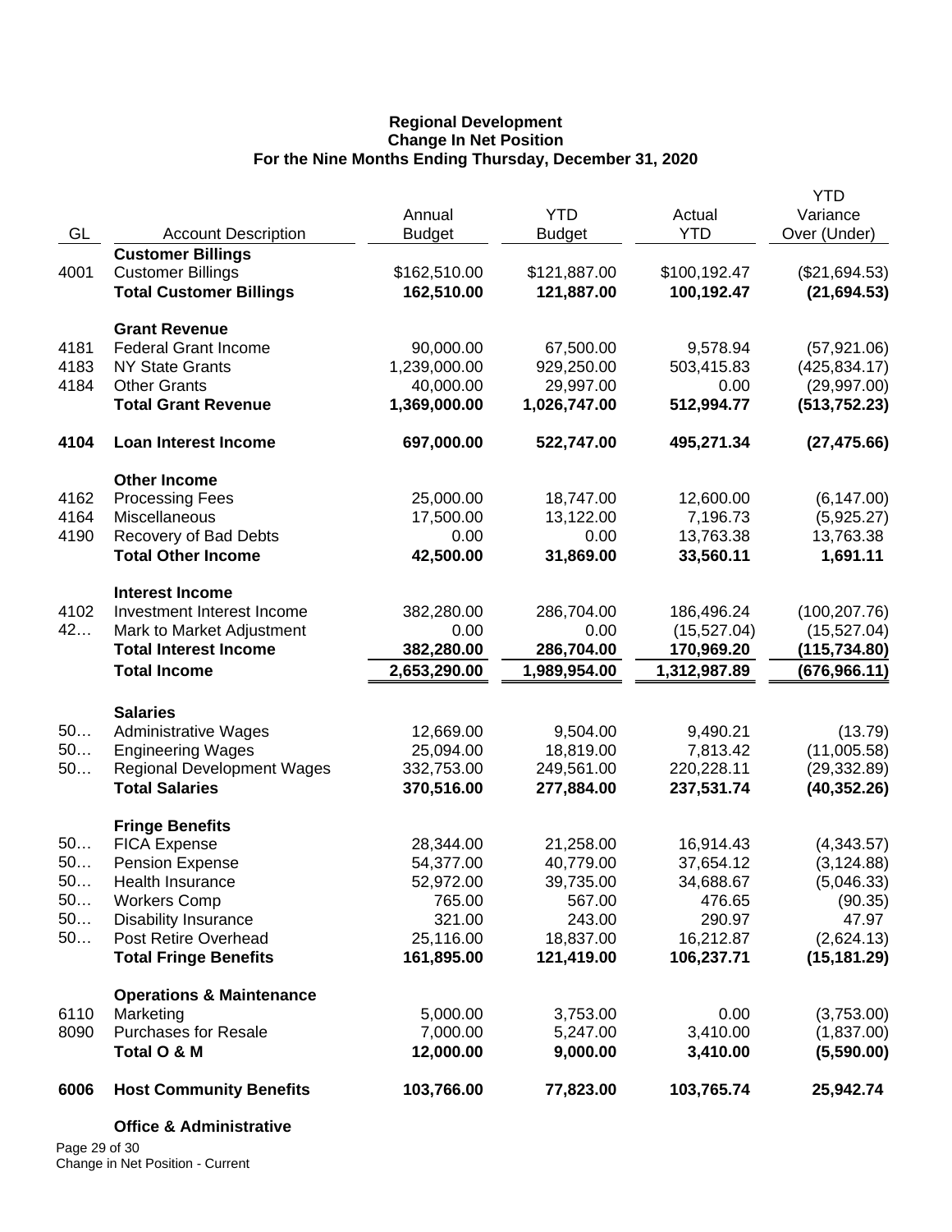**Regional Development**
**Change In Net Position**
**For the Nine Months Ending Thursday, December 31, 2020**

| GL | Account Description | Annual Budget | YTD Budget | Actual YTD | YTD Variance Over (Under) |
|---|---|---|---|---|---|
| | **Customer Billings** | | | | |
| 4001 | Customer Billings | $162,510.00 | $121,887.00 | $100,192.47 | ($21,694.53) |
| | **Total Customer Billings** | **162,510.00** | **121,887.00** | **100,192.47** | **(21,694.53)** |
| | **Grant Revenue** | | | | |
| 4181 | Federal Grant Income | 90,000.00 | 67,500.00 | 9,578.94 | (57,921.06) |
| 4183 | NY State Grants | 1,239,000.00 | 929,250.00 | 503,415.83 | (425,834.17) |
| 4184 | Other Grants | 40,000.00 | 29,997.00 | 0.00 | (29,997.00) |
| | **Total Grant Revenue** | **1,369,000.00** | **1,026,747.00** | **512,994.77** | **(513,752.23)** |
| **4104** | **Loan Interest Income** | **697,000.00** | **522,747.00** | **495,271.34** | **(27,475.66)** |
| | **Other Income** | | | | |
| 4162 | Processing Fees | 25,000.00 | 18,747.00 | 12,600.00 | (6,147.00) |
| 4164 | Miscellaneous | 17,500.00 | 13,122.00 | 7,196.73 | (5,925.27) |
| 4190 | Recovery of Bad Debts | 0.00 | 0.00 | 13,763.38 | 13,763.38 |
| | **Total Other Income** | **42,500.00** | **31,869.00** | **33,560.11** | **1,691.11** |
| | **Interest Income** | | | | |
| 4102 | Investment Interest Income | 382,280.00 | 286,704.00 | 186,496.24 | (100,207.76) |
| 42… | Mark to Market Adjustment | 0.00 | 0.00 | (15,527.04) | (15,527.04) |
| | **Total Interest Income** | **382,280.00** | **286,704.00** | **170,969.20** | **(115,734.80)** |
| | **Total Income** | **2,653,290.00** | **1,989,954.00** | **1,312,987.89** | **(676,966.11)** |
| | **Salaries** | | | | |
| 50… | Administrative Wages | 12,669.00 | 9,504.00 | 9,490.21 | (13.79) |
| 50… | Engineering Wages | 25,094.00 | 18,819.00 | 7,813.42 | (11,005.58) |
| 50… | Regional Development Wages | 332,753.00 | 249,561.00 | 220,228.11 | (29,332.89) |
| | **Total Salaries** | **370,516.00** | **277,884.00** | **237,531.74** | **(40,352.26)** |
| | **Fringe Benefits** | | | | |
| 50… | FICA Expense | 28,344.00 | 21,258.00 | 16,914.43 | (4,343.57) |
| 50… | Pension Expense | 54,377.00 | 40,779.00 | 37,654.12 | (3,124.88) |
| 50… | Health Insurance | 52,972.00 | 39,735.00 | 34,688.67 | (5,046.33) |
| 50… | Workers Comp | 765.00 | 567.00 | 476.65 | (90.35) |
| 50… | Disability Insurance | 321.00 | 243.00 | 290.97 | 47.97 |
| 50… | Post Retire Overhead | 25,116.00 | 18,837.00 | 16,212.87 | (2,624.13) |
| | **Total Fringe Benefits** | **161,895.00** | **121,419.00** | **106,237.71** | **(15,181.29)** |
| | **Operations & Maintenance** | | | | |
| 6110 | Marketing | 5,000.00 | 3,753.00 | 0.00 | (3,753.00) |
| 8090 | Purchases for Resale | 7,000.00 | 5,247.00 | 3,410.00 | (1,837.00) |
| | **Total O & M** | **12,000.00** | **9,000.00** | **3,410.00** | **(5,590.00)** |
| **6006** | **Host Community Benefits** | **103,766.00** | **77,823.00** | **103,765.74** | **25,942.74** |
| | **Office & Administrative** | | | | |

Change in Net Position - Current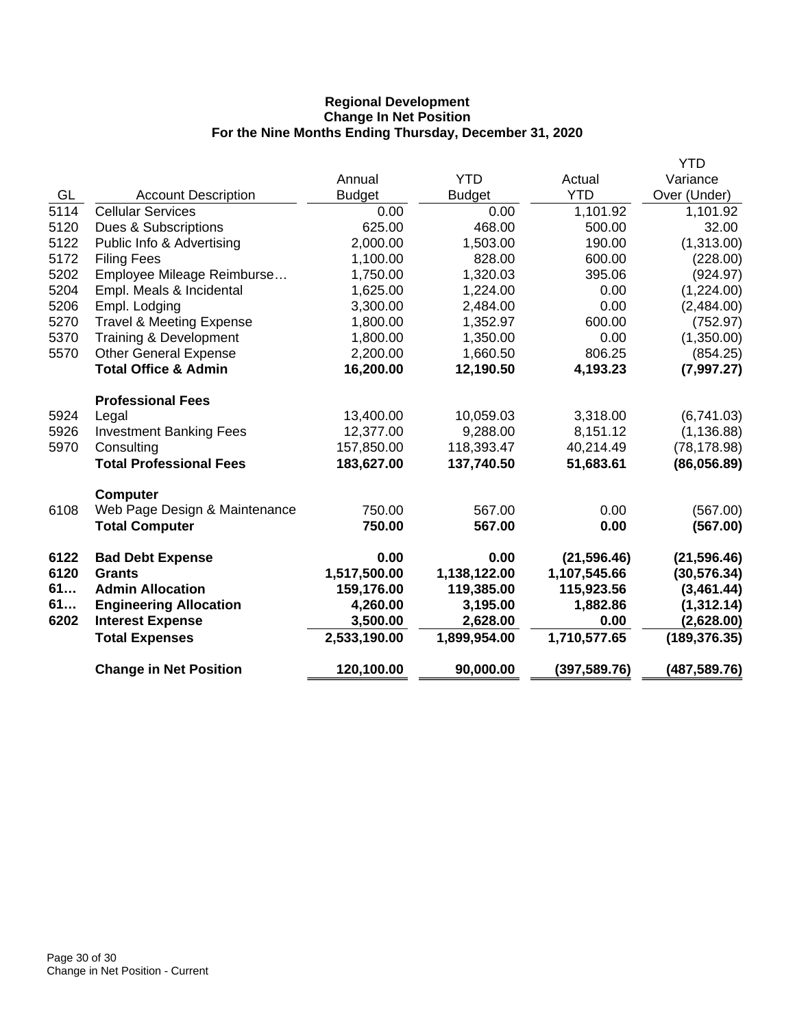# Regional Development
## Change In Net Position
### For the Nine Months Ending Thursday, December 31, 2020

| GL | Account Description | Annual Budget | YTD Budget | Actual YTD | YTD Variance Over (Under) |
|---|---|---|---|---|---|
| 5114 | Cellular Services | 0.00 | 0.00 | 1,101.92 | 1,101.92 |
| 5120 | Dues & Subscriptions | 625.00 | 468.00 | 500.00 | 32.00 |
| 5122 | Public Info & Advertising | 2,000.00 | 1,503.00 | 190.00 | (1,313.00) |
| 5172 | Filing Fees | 1,100.00 | 828.00 | 600.00 | (228.00) |
| 5202 | Employee Mileage Reimburse… | 1,750.00 | 1,320.03 | 395.06 | (924.97) |
| 5204 | Empl. Meals & Incidental | 1,625.00 | 1,224.00 | 0.00 | (1,224.00) |
| 5206 | Empl. Lodging | 3,300.00 | 2,484.00 | 0.00 | (2,484.00) |
| 5270 | Travel & Meeting Expense | 1,800.00 | 1,352.97 | 600.00 | (752.97) |
| 5370 | Training & Development | 1,800.00 | 1,350.00 | 0.00 | (1,350.00) |
| 5570 | Other General Expense | 2,200.00 | 1,660.50 | 806.25 | (854.25) |
| | **Total Office & Admin** | **16,200.00** | **12,190.50** | **4,193.23** | **(7,997.27)** |
| | **Professional Fees** | | | | |
| 5924 | Legal | 13,400.00 | 10,059.03 | 3,318.00 | (6,741.03) |
| 5926 | Investment Banking Fees | 12,377.00 | 9,288.00 | 8,151.12 | (1,136.88) |
| 5970 | Consulting | 157,850.00 | 118,393.47 | 40,214.49 | (78,178.98) |
| | **Total Professional Fees** | **183,627.00** | **137,740.50** | **51,683.61** | **(86,056.89)** |
| | **Computer** | | | | |
| 6108 | Web Page Design & Maintenance | 750.00 | 567.00 | 0.00 | (567.00) |
| | **Total Computer** | **750.00** | **567.00** | **0.00** | **(567.00)** |
| **6122** | **Bad Debt Expense** | **0.00** | **0.00** | **(21,596.46)** | **(21,596.46)** |
| **6120** | **Grants** | **1,517,500.00** | **1,138,122.00** | **1,107,545.66** | **(30,576.34)** |
| **61…** | **Admin Allocation** | **159,176.00** | **119,385.00** | **115,923.56** | **(3,461.44)** |
| **61…** | **Engineering Allocation** | **4,260.00** | **3,195.00** | **1,882.86** | **(1,312.14)** |
| **6202** | **Interest Expense** | **3,500.00** | **2,628.00** | **0.00** | **(2,628.00)** |
| | **Total Expenses** | **2,533,190.00** | **1,899,954.00** | **1,710,577.65** | **(189,376.35)** |
| | **Change in Net Position** | **120,100.00** | **90,000.00** | **(397,589.76)** | **(487,589.76)** |

Change in Net Position - Current